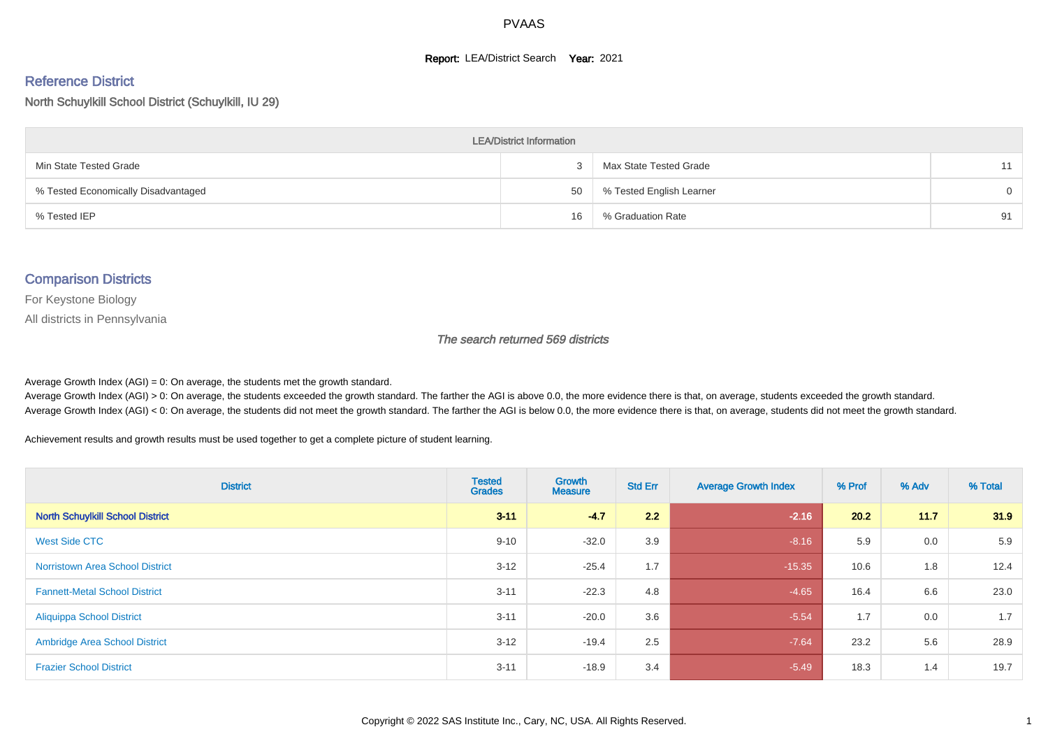# PVAAS

**Report:** LEA/District Search **Year:** 2021

## Reference District

North Schuylkill School District (Schuylkill, IU 29)

| LEA/District Information | | | |
|---|---|---|---|
| Min State Tested Grade | 3 | Max State Tested Grade | 11 |
| % Tested Economically Disadvantaged | 50 | % Tested English Learner | 0 |
| % Tested IEP | 16 | % Graduation Rate | 91 |

## Comparison Districts

For Keystone Biology

All districts in Pennsylvania

*The search returned 569 districts*

Average Growth Index (AGI) = 0: On average, the students met the growth standard.
Average Growth Index (AGI) > 0: On average, the students exceeded the growth standard. The farther the AGI is above 0.0, the more evidence there is that, on average, students exceeded the growth standard.
Average Growth Index (AGI) < 0: On average, the students did not meet the growth standard. The farther the AGI is below 0.0, the more evidence there is that, on average, students did not meet the growth standard.

Achievement results and growth results must be used together to get a complete picture of student learning.

| District | Tested Grades | Growth Measure | Std Err | Average Growth Index | % Prof | % Adv | % Total |
|---|---|---|---|---|---|---|---|
| **North Schuylkill School District** | **3-11** | **-4.7** | **2.2** | **-2.16** | **20.2** | **11.7** | **31.9** |
| West Side CTC | 9-10 | -32.0 | 3.9 | -8.16 | 5.9 | 0.0 | 5.9 |
| Norristown Area School District | 3-12 | -25.4 | 1.7 | -15.35 | 10.6 | 1.8 | 12.4 |
| Fannett-Metal School District | 3-11 | -22.3 | 4.8 | -4.65 | 16.4 | 6.6 | 23.0 |
| Aliquippa School District | 3-11 | -20.0 | 3.6 | -5.54 | 1.7 | 0.0 | 1.7 |
| Ambridge Area School District | 3-12 | -19.4 | 2.5 | -7.64 | 23.2 | 5.6 | 28.9 |
| Frazier School District | 3-11 | -18.9 | 3.4 | -5.49 | 18.3 | 1.4 | 19.7 |

Copyright © 2022 SAS Institute Inc., Cary, NC, USA. All Rights Reserved.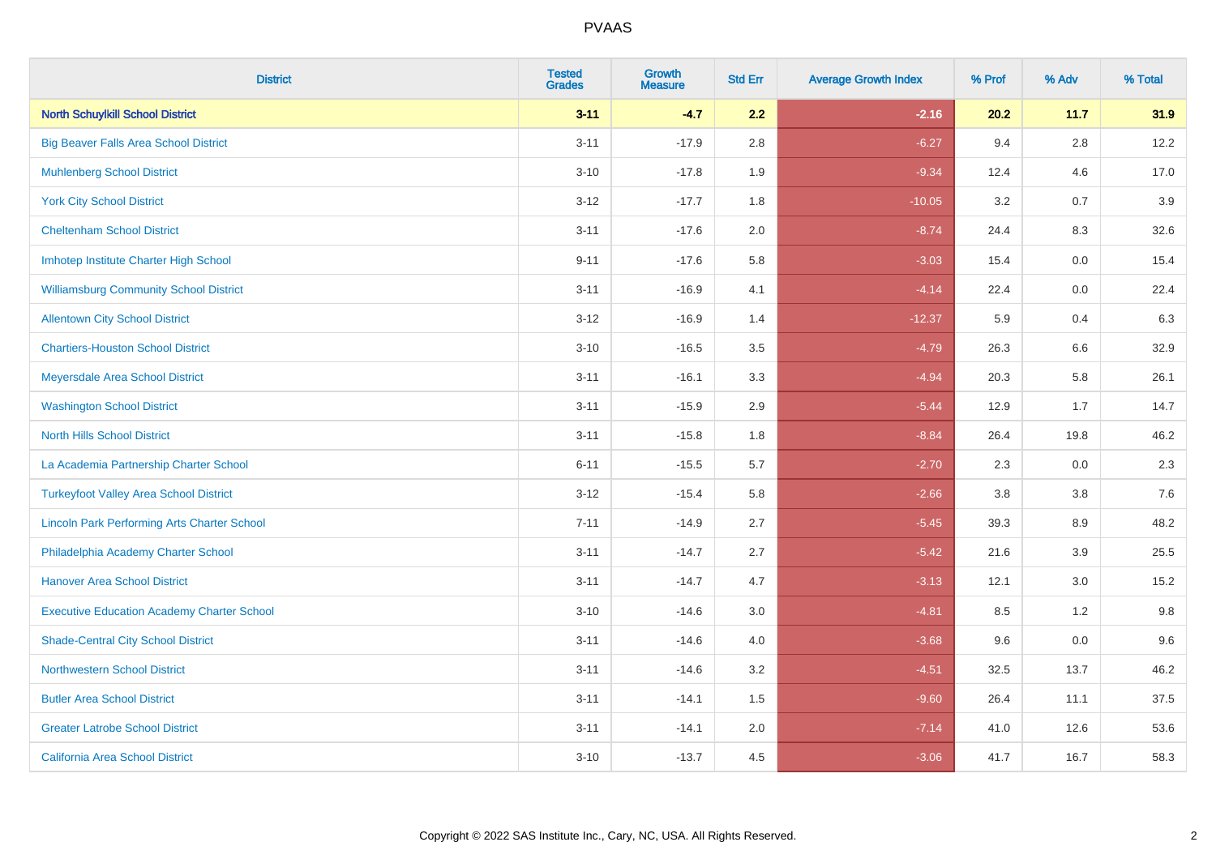| District | Tested Grades | Growth Measure | Std Err | Average Growth Index | % Prof | % Adv | % Total |
|---|---|---|---|---|---|---|---|
| **North Schuylkill School District** | **3-11** | **-4.7** | **2.2** | **-2.16** | **20.2** | **11.7** | **31.9** |
| Big Beaver Falls Area School District | 3-11 | -17.9 | 2.8 | -6.27 | 9.4 | 2.8 | 12.2 |
| Muhlenberg School District | 3-10 | -17.8 | 1.9 | -9.34 | 12.4 | 4.6 | 17.0 |
| York City School District | 3-12 | -17.7 | 1.8 | -10.05 | 3.2 | 0.7 | 3.9 |
| Cheltenham School District | 3-11 | -17.6 | 2.0 | -8.74 | 24.4 | 8.3 | 32.6 |
| Imhotep Institute Charter High School | 9-11 | -17.6 | 5.8 | -3.03 | 15.4 | 0.0 | 15.4 |
| Williamsburg Community School District | 3-11 | -16.9 | 4.1 | -4.14 | 22.4 | 0.0 | 22.4 |
| Allentown City School District | 3-12 | -16.9 | 1.4 | -12.37 | 5.9 | 0.4 | 6.3 |
| Chartiers-Houston School District | 3-10 | -16.5 | 3.5 | -4.79 | 26.3 | 6.6 | 32.9 |
| Meyersdale Area School District | 3-11 | -16.1 | 3.3 | -4.94 | 20.3 | 5.8 | 26.1 |
| Washington School District | 3-11 | -15.9 | 2.9 | -5.44 | 12.9 | 1.7 | 14.7 |
| North Hills School District | 3-11 | -15.8 | 1.8 | -8.84 | 26.4 | 19.8 | 46.2 |
| La Academia Partnership Charter School | 6-11 | -15.5 | 5.7 | -2.70 | 2.3 | 0.0 | 2.3 |
| Turkeyfoot Valley Area School District | 3-12 | -15.4 | 5.8 | -2.66 | 3.8 | 3.8 | 7.6 |
| Lincoln Park Performing Arts Charter School | 7-11 | -14.9 | 2.7 | -5.45 | 39.3 | 8.9 | 48.2 |
| Philadelphia Academy Charter School | 3-11 | -14.7 | 2.7 | -5.42 | 21.6 | 3.9 | 25.5 |
| Hanover Area School District | 3-11 | -14.7 | 4.7 | -3.13 | 12.1 | 3.0 | 15.2 |
| Executive Education Academy Charter School | 3-10 | -14.6 | 3.0 | -4.81 | 8.5 | 1.2 | 9.8 |
| Shade-Central City School District | 3-11 | -14.6 | 4.0 | -3.68 | 9.6 | 0.0 | 9.6 |
| Northwestern School District | 3-11 | -14.6 | 3.2 | -4.51 | 32.5 | 13.7 | 46.2 |
| Butler Area School District | 3-11 | -14.1 | 1.5 | -9.60 | 26.4 | 11.1 | 37.5 |
| Greater Latrobe School District | 3-11 | -14.1 | 2.0 | -7.14 | 41.0 | 12.6 | 53.6 |
| California Area School District | 3-10 | -13.7 | 4.5 | -3.06 | 41.7 | 16.7 | 58.3 |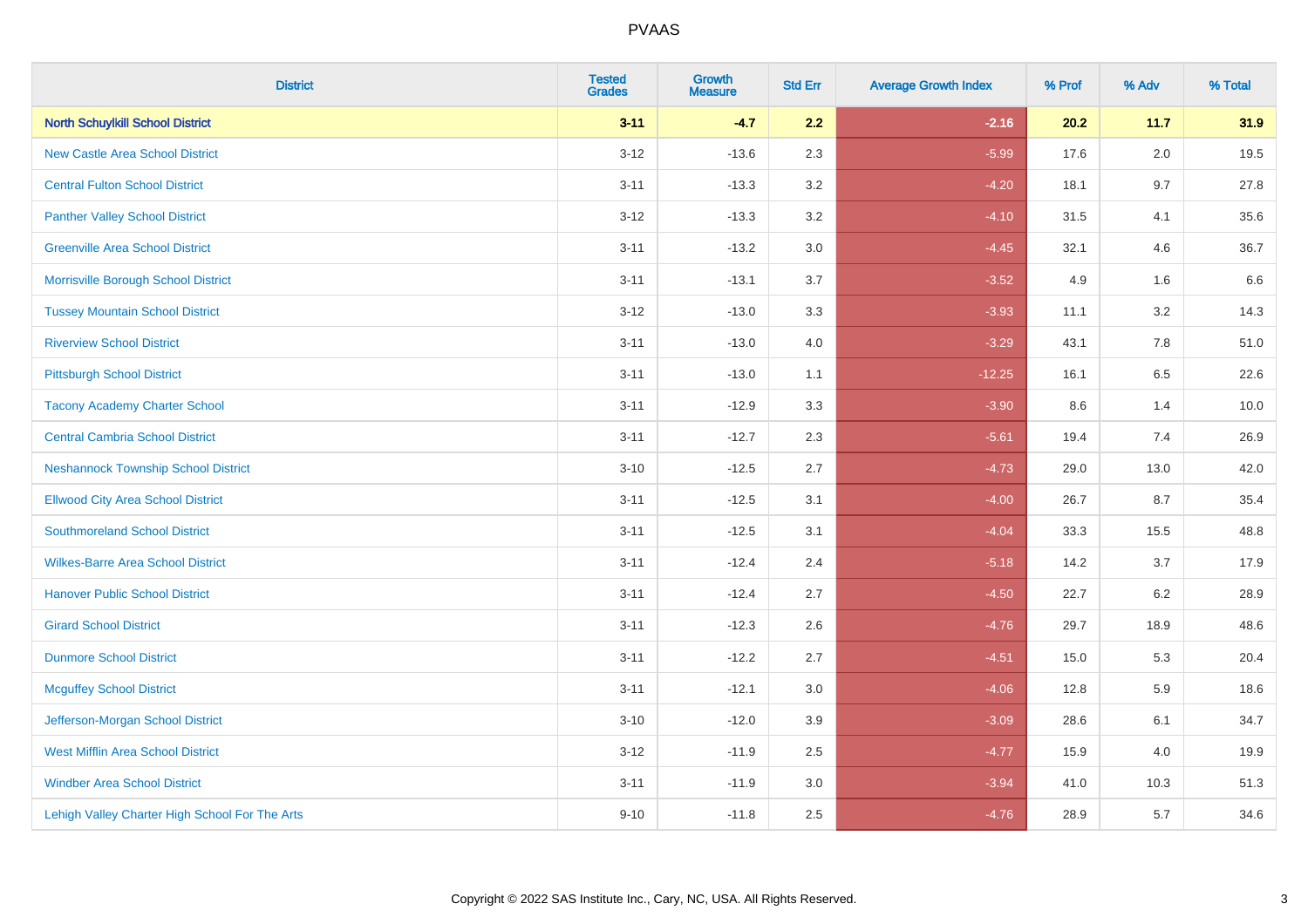# PVAAS

| District | Tested Grades | Growth Measure | Std Err | Average Growth Index | % Prof | % Adv | % Total |
|---|---|---|---|---|---|---|---|
| **North Schuylkill School District** | **3-11** | **-4.7** | **2.2** | **-2.16** | **20.2** | **11.7** | **31.9** |
| New Castle Area School District | 3-12 | -13.6 | 2.3 | -5.99 | 17.6 | 2.0 | 19.5 |
| Central Fulton School District | 3-11 | -13.3 | 3.2 | -4.20 | 18.1 | 9.7 | 27.8 |
| Panther Valley School District | 3-12 | -13.3 | 3.2 | -4.10 | 31.5 | 4.1 | 35.6 |
| Greenville Area School District | 3-11 | -13.2 | 3.0 | -4.45 | 32.1 | 4.6 | 36.7 |
| Morrisville Borough School District | 3-11 | -13.1 | 3.7 | -3.52 | 4.9 | 1.6 | 6.6 |
| Tussey Mountain School District | 3-12 | -13.0 | 3.3 | -3.93 | 11.1 | 3.2 | 14.3 |
| Riverview School District | 3-11 | -13.0 | 4.0 | -3.29 | 43.1 | 7.8 | 51.0 |
| Pittsburgh School District | 3-11 | -13.0 | 1.1 | -12.25 | 16.1 | 6.5 | 22.6 |
| Tacony Academy Charter School | 3-11 | -12.9 | 3.3 | -3.90 | 8.6 | 1.4 | 10.0 |
| Central Cambria School District | 3-11 | -12.7 | 2.3 | -5.61 | 19.4 | 7.4 | 26.9 |
| Neshannock Township School District | 3-10 | -12.5 | 2.7 | -4.73 | 29.0 | 13.0 | 42.0 |
| Ellwood City Area School District | 3-11 | -12.5 | 3.1 | -4.00 | 26.7 | 8.7 | 35.4 |
| Southmoreland School District | 3-11 | -12.5 | 3.1 | -4.04 | 33.3 | 15.5 | 48.8 |
| Wilkes-Barre Area School District | 3-11 | -12.4 | 2.4 | -5.18 | 14.2 | 3.7 | 17.9 |
| Hanover Public School District | 3-11 | -12.4 | 2.7 | -4.50 | 22.7 | 6.2 | 28.9 |
| Girard School District | 3-11 | -12.3 | 2.6 | -4.76 | 29.7 | 18.9 | 48.6 |
| Dunmore School District | 3-11 | -12.2 | 2.7 | -4.51 | 15.0 | 5.3 | 20.4 |
| Mcguffey School District | 3-11 | -12.1 | 3.0 | -4.06 | 12.8 | 5.9 | 18.6 |
| Jefferson-Morgan School District | 3-10 | -12.0 | 3.9 | -3.09 | 28.6 | 6.1 | 34.7 |
| West Mifflin Area School District | 3-12 | -11.9 | 2.5 | -4.77 | 15.9 | 4.0 | 19.9 |
| Windber Area School District | 3-11 | -11.9 | 3.0 | -3.94 | 41.0 | 10.3 | 51.3 |
| Lehigh Valley Charter High School For The Arts | 9-10 | -11.8 | 2.5 | -4.76 | 28.9 | 5.7 | 34.6 |

Copyright © 2022 SAS Institute Inc., Cary, NC, USA. All Rights Reserved.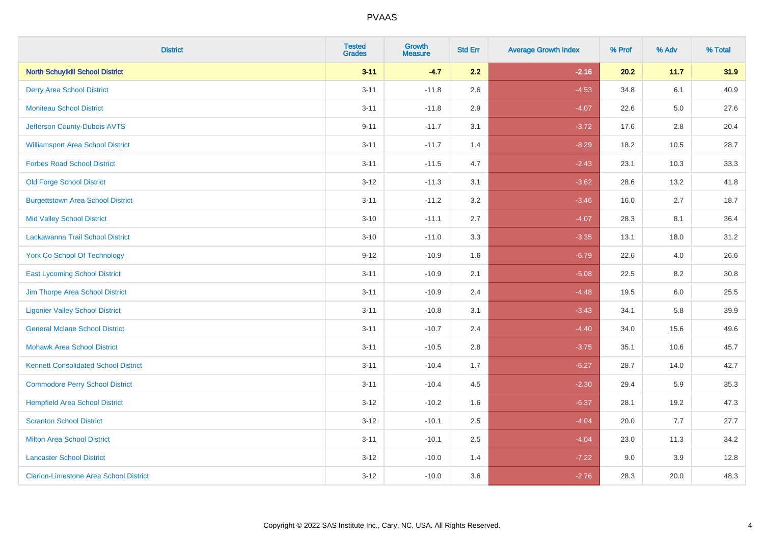PVAAS

| District | Tested Grades | Growth Measure | Std Err | Average Growth Index | % Prof | % Adv | % Total |
|---|---|---|---|---|---|---|---|
| **North Schuylkill School District** | **3-11** | **-4.7** | **2.2** | **-2.16** | **20.2** | **11.7** | **31.9** |
| Derry Area School District | 3-11 | -11.8 | 2.6 | -4.53 | 34.8 | 6.1 | 40.9 |
| Moniteau School District | 3-11 | -11.8 | 2.9 | -4.07 | 22.6 | 5.0 | 27.6 |
| Jefferson County-Dubois AVTS | 9-11 | -11.7 | 3.1 | -3.72 | 17.6 | 2.8 | 20.4 |
| Williamsport Area School District | 3-11 | -11.7 | 1.4 | -8.29 | 18.2 | 10.5 | 28.7 |
| Forbes Road School District | 3-11 | -11.5 | 4.7 | -2.43 | 23.1 | 10.3 | 33.3 |
| Old Forge School District | 3-12 | -11.3 | 3.1 | -3.62 | 28.6 | 13.2 | 41.8 |
| Burgettstown Area School District | 3-11 | -11.2 | 3.2 | -3.46 | 16.0 | 2.7 | 18.7 |
| Mid Valley School District | 3-10 | -11.1 | 2.7 | -4.07 | 28.3 | 8.1 | 36.4 |
| Lackawanna Trail School District | 3-10 | -11.0 | 3.3 | -3.35 | 13.1 | 18.0 | 31.2 |
| York Co School Of Technology | 9-12 | -10.9 | 1.6 | -6.79 | 22.6 | 4.0 | 26.6 |
| East Lycoming School District | 3-11 | -10.9 | 2.1 | -5.08 | 22.5 | 8.2 | 30.8 |
| Jim Thorpe Area School District | 3-11 | -10.9 | 2.4 | -4.48 | 19.5 | 6.0 | 25.5 |
| Ligonier Valley School District | 3-11 | -10.8 | 3.1 | -3.43 | 34.1 | 5.8 | 39.9 |
| General Mclane School District | 3-11 | -10.7 | 2.4 | -4.40 | 34.0 | 15.6 | 49.6 |
| Mohawk Area School District | 3-11 | -10.5 | 2.8 | -3.75 | 35.1 | 10.6 | 45.7 |
| Kennett Consolidated School District | 3-11 | -10.4 | 1.7 | -6.27 | 28.7 | 14.0 | 42.7 |
| Commodore Perry School District | 3-11 | -10.4 | 4.5 | -2.30 | 29.4 | 5.9 | 35.3 |
| Hempfield Area School District | 3-12 | -10.2 | 1.6 | -6.37 | 28.1 | 19.2 | 47.3 |
| Scranton School District | 3-12 | -10.1 | 2.5 | -4.04 | 20.0 | 7.7 | 27.7 |
| Milton Area School District | 3-11 | -10.1 | 2.5 | -4.04 | 23.0 | 11.3 | 34.2 |
| Lancaster School District | 3-12 | -10.0 | 1.4 | -7.22 | 9.0 | 3.9 | 12.8 |
| Clarion-Limestone Area School District | 3-12 | -10.0 | 3.6 | -2.76 | 28.3 | 20.0 | 48.3 |

Copyright © 2022 SAS Institute Inc., Cary, NC, USA. All Rights Reserved.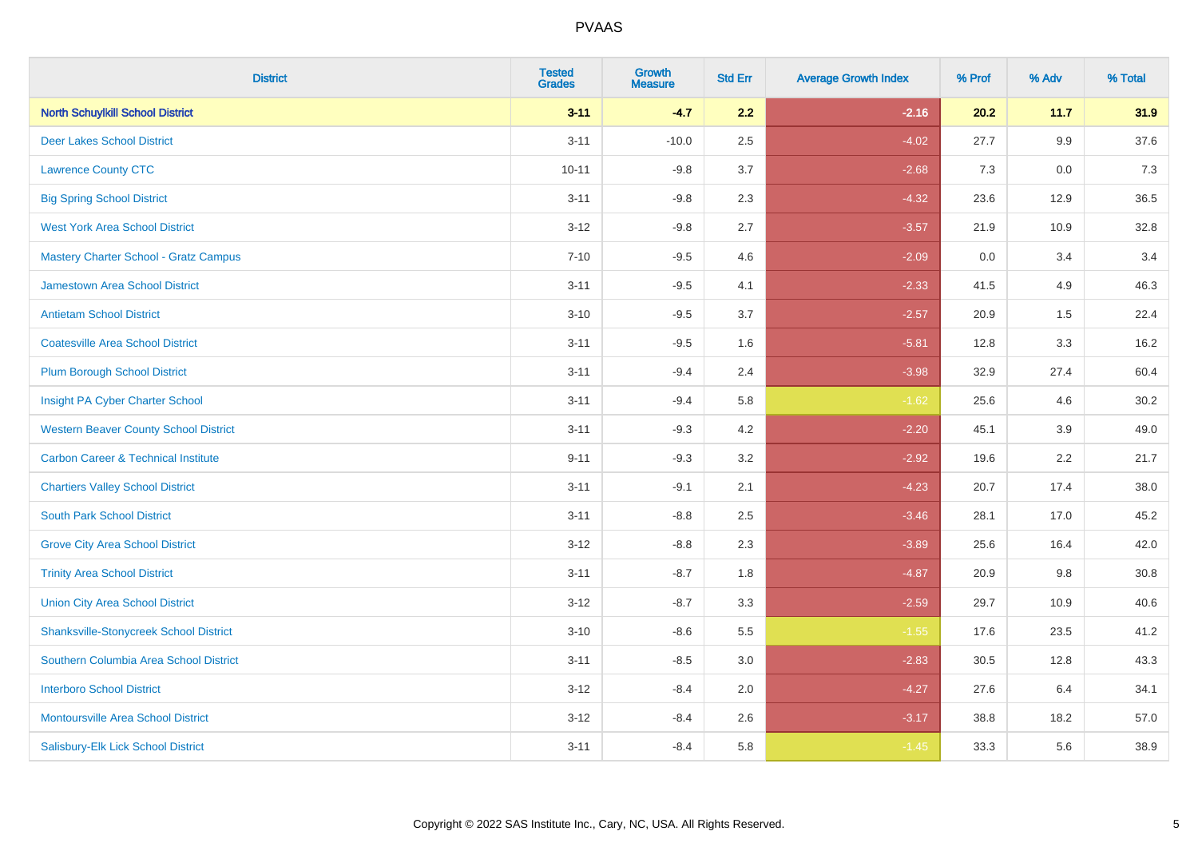| District | Tested Grades | Growth Measure | Std Err | Average Growth Index | % Prof | % Adv | % Total |
|---|---|---|---|---|---|---|---|
| **North Schuylkill School District** | **3-11** | **-4.7** | **2.2** | **-2.16** | **20.2** | **11.7** | **31.9** |
| Deer Lakes School District | 3-11 | -10.0 | 2.5 | -4.02 | 27.7 | 9.9 | 37.6 |
| Lawrence County CTC | 10-11 | -9.8 | 3.7 | -2.68 | 7.3 | 0.0 | 7.3 |
| Big Spring School District | 3-11 | -9.8 | 2.3 | -4.32 | 23.6 | 12.9 | 36.5 |
| West York Area School District | 3-12 | -9.8 | 2.7 | -3.57 | 21.9 | 10.9 | 32.8 |
| Mastery Charter School - Gratz Campus | 7-10 | -9.5 | 4.6 | -2.09 | 0.0 | 3.4 | 3.4 |
| Jamestown Area School District | 3-11 | -9.5 | 4.1 | -2.33 | 41.5 | 4.9 | 46.3 |
| Antietam School District | 3-10 | -9.5 | 3.7 | -2.57 | 20.9 | 1.5 | 22.4 |
| Coatesville Area School District | 3-11 | -9.5 | 1.6 | -5.81 | 12.8 | 3.3 | 16.2 |
| Plum Borough School District | 3-11 | -9.4 | 2.4 | -3.98 | 32.9 | 27.4 | 60.4 |
| Insight PA Cyber Charter School | 3-11 | -9.4 | 5.8 | -1.62 | 25.6 | 4.6 | 30.2 |
| Western Beaver County School District | 3-11 | -9.3 | 4.2 | -2.20 | 45.1 | 3.9 | 49.0 |
| Carbon Career & Technical Institute | 9-11 | -9.3 | 3.2 | -2.92 | 19.6 | 2.2 | 21.7 |
| Chartiers Valley School District | 3-11 | -9.1 | 2.1 | -4.23 | 20.7 | 17.4 | 38.0 |
| South Park School District | 3-11 | -8.8 | 2.5 | -3.46 | 28.1 | 17.0 | 45.2 |
| Grove City Area School District | 3-12 | -8.8 | 2.3 | -3.89 | 25.6 | 16.4 | 42.0 |
| Trinity Area School District | 3-11 | -8.7 | 1.8 | -4.87 | 20.9 | 9.8 | 30.8 |
| Union City Area School District | 3-12 | -8.7 | 3.3 | -2.59 | 29.7 | 10.9 | 40.6 |
| Shanksville-Stonycreek School District | 3-10 | -8.6 | 5.5 | -1.55 | 17.6 | 23.5 | 41.2 |
| Southern Columbia Area School District | 3-11 | -8.5 | 3.0 | -2.83 | 30.5 | 12.8 | 43.3 |
| Interboro School District | 3-12 | -8.4 | 2.0 | -4.27 | 27.6 | 6.4 | 34.1 |
| Montoursville Area School District | 3-12 | -8.4 | 2.6 | -3.17 | 38.8 | 18.2 | 57.0 |
| Salisbury-Elk Lick School District | 3-11 | -8.4 | 5.8 | -1.45 | 33.3 | 5.6 | 38.9 |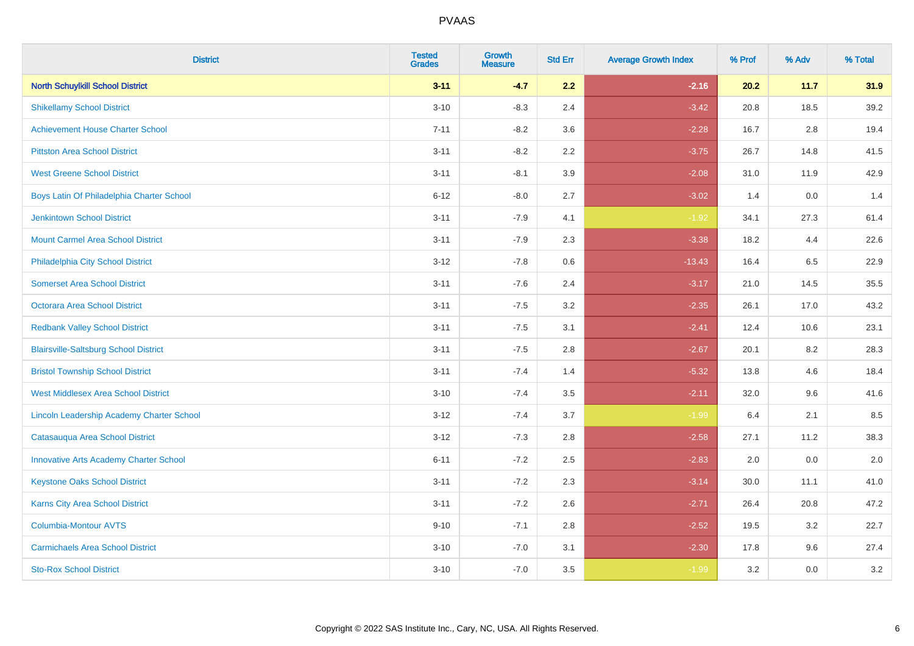# PVAAS

| District | Tested Grades | Growth Measure | Std Err | Average Growth Index | % Prof | % Adv | % Total |
|---|---|---|---|---|---|---|---|
| **North Schuylkill School District** | **3-11** | **-4.7** | **2.2** | **-2.16** | **20.2** | **11.7** | **31.9** |
| Shikellamy School District | 3-10 | -8.3 | 2.4 | -3.42 | 20.8 | 18.5 | 39.2 |
| Achievement House Charter School | 7-11 | -8.2 | 3.6 | -2.28 | 16.7 | 2.8 | 19.4 |
| Pittston Area School District | 3-11 | -8.2 | 2.2 | -3.75 | 26.7 | 14.8 | 41.5 |
| West Greene School District | 3-11 | -8.1 | 3.9 | -2.08 | 31.0 | 11.9 | 42.9 |
| Boys Latin Of Philadelphia Charter School | 6-12 | -8.0 | 2.7 | -3.02 | 1.4 | 0.0 | 1.4 |
| Jenkintown School District | 3-11 | -7.9 | 4.1 | -1.92 | 34.1 | 27.3 | 61.4 |
| Mount Carmel Area School District | 3-11 | -7.9 | 2.3 | -3.38 | 18.2 | 4.4 | 22.6 |
| Philadelphia City School District | 3-12 | -7.8 | 0.6 | -13.43 | 16.4 | 6.5 | 22.9 |
| Somerset Area School District | 3-11 | -7.6 | 2.4 | -3.17 | 21.0 | 14.5 | 35.5 |
| Octorara Area School District | 3-11 | -7.5 | 3.2 | -2.35 | 26.1 | 17.0 | 43.2 |
| Redbank Valley School District | 3-11 | -7.5 | 3.1 | -2.41 | 12.4 | 10.6 | 23.1 |
| Blairsville-Saltsburg School District | 3-11 | -7.5 | 2.8 | -2.67 | 20.1 | 8.2 | 28.3 |
| Bristol Township School District | 3-11 | -7.4 | 1.4 | -5.32 | 13.8 | 4.6 | 18.4 |
| West Middlesex Area School District | 3-10 | -7.4 | 3.5 | -2.11 | 32.0 | 9.6 | 41.6 |
| Lincoln Leadership Academy Charter School | 3-12 | -7.4 | 3.7 | -1.99 | 6.4 | 2.1 | 8.5 |
| Catasauqua Area School District | 3-12 | -7.3 | 2.8 | -2.58 | 27.1 | 11.2 | 38.3 |
| Innovative Arts Academy Charter School | 6-11 | -7.2 | 2.5 | -2.83 | 2.0 | 0.0 | 2.0 |
| Keystone Oaks School District | 3-11 | -7.2 | 2.3 | -3.14 | 30.0 | 11.1 | 41.0 |
| Karns City Area School District | 3-11 | -7.2 | 2.6 | -2.71 | 26.4 | 20.8 | 47.2 |
| Columbia-Montour AVTS | 9-10 | -7.1 | 2.8 | -2.52 | 19.5 | 3.2 | 22.7 |
| Carmichaels Area School District | 3-10 | -7.0 | 3.1 | -2.30 | 17.8 | 9.6 | 27.4 |
| Sto-Rox School District | 3-10 | -7.0 | 3.5 | -1.99 | 3.2 | 0.0 | 3.2 |

Copyright © 2022 SAS Institute Inc., Cary, NC, USA. All Rights Reserved.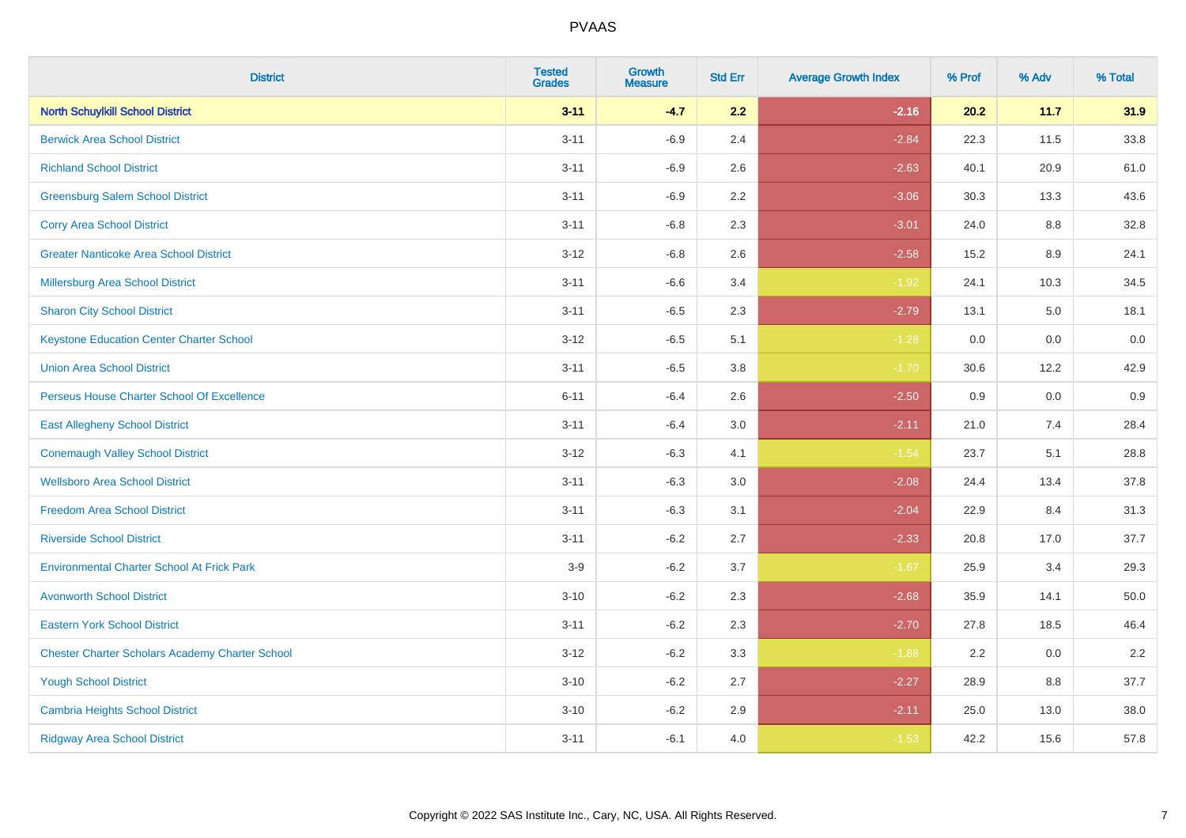# PVAAS

| District | Tested Grades | Growth Measure | Std Err | Average Growth Index | % Prof | % Adv | % Total |
|---|---|---|---|---|---|---|---|
| **North Schuylkill School District** | **3-11** | **-4.7** | **2.2** | **-2.16** | **20.2** | **11.7** | **31.9** |
| Berwick Area School District | 3-11 | -6.9 | 2.4 | -2.84 | 22.3 | 11.5 | 33.8 |
| Richland School District | 3-11 | -6.9 | 2.6 | -2.63 | 40.1 | 20.9 | 61.0 |
| Greensburg Salem School District | 3-11 | -6.9 | 2.2 | -3.06 | 30.3 | 13.3 | 43.6 |
| Corry Area School District | 3-11 | -6.8 | 2.3 | -3.01 | 24.0 | 8.8 | 32.8 |
| Greater Nanticoke Area School District | 3-12 | -6.8 | 2.6 | -2.58 | 15.2 | 8.9 | 24.1 |
| Millersburg Area School District | 3-11 | -6.6 | 3.4 | -1.92 | 24.1 | 10.3 | 34.5 |
| Sharon City School District | 3-11 | -6.5 | 2.3 | -2.79 | 13.1 | 5.0 | 18.1 |
| Keystone Education Center Charter School | 3-12 | -6.5 | 5.1 | -1.28 | 0.0 | 0.0 | 0.0 |
| Union Area School District | 3-11 | -6.5 | 3.8 | -1.70 | 30.6 | 12.2 | 42.9 |
| Perseus House Charter School Of Excellence | 6-11 | -6.4 | 2.6 | -2.50 | 0.9 | 0.0 | 0.9 |
| East Allegheny School District | 3-11 | -6.4 | 3.0 | -2.11 | 21.0 | 7.4 | 28.4 |
| Conemaugh Valley School District | 3-12 | -6.3 | 4.1 | -1.54 | 23.7 | 5.1 | 28.8 |
| Wellsboro Area School District | 3-11 | -6.3 | 3.0 | -2.08 | 24.4 | 13.4 | 37.8 |
| Freedom Area School District | 3-11 | -6.3 | 3.1 | -2.04 | 22.9 | 8.4 | 31.3 |
| Riverside School District | 3-11 | -6.2 | 2.7 | -2.33 | 20.8 | 17.0 | 37.7 |
| Environmental Charter School At Frick Park | 3-9 | -6.2 | 3.7 | -1.67 | 25.9 | 3.4 | 29.3 |
| Avonworth School District | 3-10 | -6.2 | 2.3 | -2.68 | 35.9 | 14.1 | 50.0 |
| Eastern York School District | 3-11 | -6.2 | 2.3 | -2.70 | 27.8 | 18.5 | 46.4 |
| Chester Charter Scholars Academy Charter School | 3-12 | -6.2 | 3.3 | -1.88 | 2.2 | 0.0 | 2.2 |
| Yough School District | 3-10 | -6.2 | 2.7 | -2.27 | 28.9 | 8.8 | 37.7 |
| Cambria Heights School District | 3-10 | -6.2 | 2.9 | -2.11 | 25.0 | 13.0 | 38.0 |
| Ridgway Area School District | 3-11 | -6.1 | 4.0 | -1.53 | 42.2 | 15.6 | 57.8 |

Copyright © 2022 SAS Institute Inc., Cary, NC, USA. All Rights Reserved.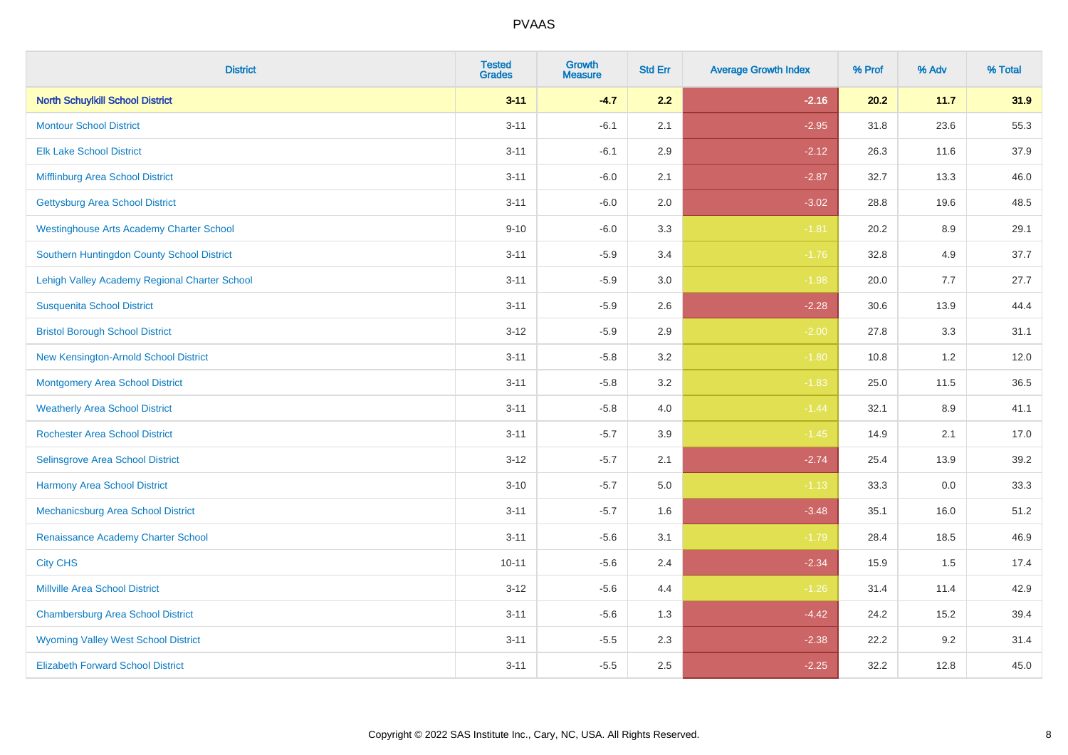# PVAAS

| District | Tested Grades | Growth Measure | Std Err | Average Growth Index | % Prof | % Adv | % Total |
|---|---|---|---|---|---|---|---|
| **North Schuylkill School District** | **3-11** | **-4.7** | **2.2** | **-2.16** | **20.2** | **11.7** | **31.9** |
| Montour School District | 3-11 | -6.1 | 2.1 | -2.95 | 31.8 | 23.6 | 55.3 |
| Elk Lake School District | 3-11 | -6.1 | 2.9 | -2.12 | 26.3 | 11.6 | 37.9 |
| Mifflinburg Area School District | 3-11 | -6.0 | 2.1 | -2.87 | 32.7 | 13.3 | 46.0 |
| Gettysburg Area School District | 3-11 | -6.0 | 2.0 | -3.02 | 28.8 | 19.6 | 48.5 |
| Westinghouse Arts Academy Charter School | 9-10 | -6.0 | 3.3 | -1.81 | 20.2 | 8.9 | 29.1 |
| Southern Huntingdon County School District | 3-11 | -5.9 | 3.4 | -1.76 | 32.8 | 4.9 | 37.7 |
| Lehigh Valley Academy Regional Charter School | 3-11 | -5.9 | 3.0 | -1.98 | 20.0 | 7.7 | 27.7 |
| Susquenita School District | 3-11 | -5.9 | 2.6 | -2.28 | 30.6 | 13.9 | 44.4 |
| Bristol Borough School District | 3-12 | -5.9 | 2.9 | -2.00 | 27.8 | 3.3 | 31.1 |
| New Kensington-Arnold School District | 3-11 | -5.8 | 3.2 | -1.80 | 10.8 | 1.2 | 12.0 |
| Montgomery Area School District | 3-11 | -5.8 | 3.2 | -1.83 | 25.0 | 11.5 | 36.5 |
| Weatherly Area School District | 3-11 | -5.8 | 4.0 | -1.44 | 32.1 | 8.9 | 41.1 |
| Rochester Area School District | 3-11 | -5.7 | 3.9 | -1.45 | 14.9 | 2.1 | 17.0 |
| Selinsgrove Area School District | 3-12 | -5.7 | 2.1 | -2.74 | 25.4 | 13.9 | 39.2 |
| Harmony Area School District | 3-10 | -5.7 | 5.0 | -1.13 | 33.3 | 0.0 | 33.3 |
| Mechanicsburg Area School District | 3-11 | -5.7 | 1.6 | -3.48 | 35.1 | 16.0 | 51.2 |
| Renaissance Academy Charter School | 3-11 | -5.6 | 3.1 | -1.79 | 28.4 | 18.5 | 46.9 |
| City CHS | 10-11 | -5.6 | 2.4 | -2.34 | 15.9 | 1.5 | 17.4 |
| Millville Area School District | 3-12 | -5.6 | 4.4 | -1.26 | 31.4 | 11.4 | 42.9 |
| Chambersburg Area School District | 3-11 | -5.6 | 1.3 | -4.42 | 24.2 | 15.2 | 39.4 |
| Wyoming Valley West School District | 3-11 | -5.5 | 2.3 | -2.38 | 22.2 | 9.2 | 31.4 |
| Elizabeth Forward School District | 3-11 | -5.5 | 2.5 | -2.25 | 32.2 | 12.8 | 45.0 |

Copyright © 2022 SAS Institute Inc., Cary, NC, USA. All Rights Reserved.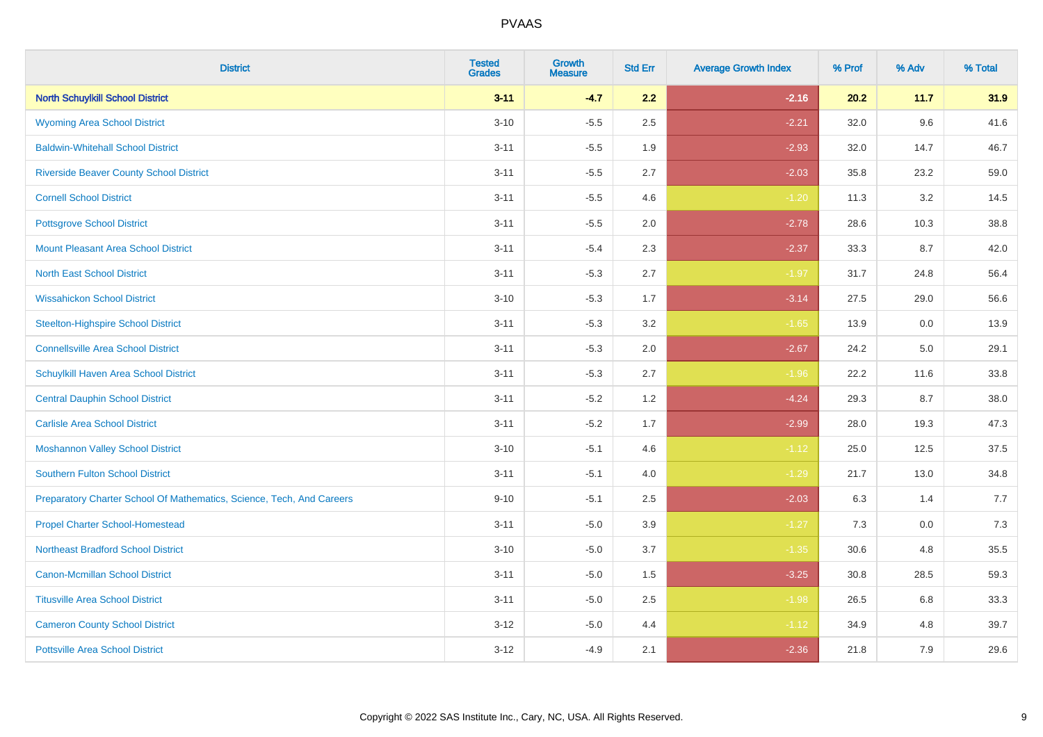# PVAAS

| District | Tested Grades | Growth Measure | Std Err | Average Growth Index | % Prof | % Adv | % Total |
|---|---|---|---|---|---|---|---|
| **North Schuylkill School District** | **3-11** | **-4.7** | **2.2** | **-2.16** | **20.2** | **11.7** | **31.9** |
| Wyoming Area School District | 3-10 | -5.5 | 2.5 | -2.21 | 32.0 | 9.6 | 41.6 |
| Baldwin-Whitehall School District | 3-11 | -5.5 | 1.9 | -2.93 | 32.0 | 14.7 | 46.7 |
| Riverside Beaver County School District | 3-11 | -5.5 | 2.7 | -2.03 | 35.8 | 23.2 | 59.0 |
| Cornell School District | 3-11 | -5.5 | 4.6 | -1.20 | 11.3 | 3.2 | 14.5 |
| Pottsgrove School District | 3-11 | -5.5 | 2.0 | -2.78 | 28.6 | 10.3 | 38.8 |
| Mount Pleasant Area School District | 3-11 | -5.4 | 2.3 | -2.37 | 33.3 | 8.7 | 42.0 |
| North East School District | 3-11 | -5.3 | 2.7 | -1.97 | 31.7 | 24.8 | 56.4 |
| Wissahickon School District | 3-10 | -5.3 | 1.7 | -3.14 | 27.5 | 29.0 | 56.6 |
| Steelton-Highspire School District | 3-11 | -5.3 | 3.2 | -1.65 | 13.9 | 0.0 | 13.9 |
| Connellsville Area School District | 3-11 | -5.3 | 2.0 | -2.67 | 24.2 | 5.0 | 29.1 |
| Schuylkill Haven Area School District | 3-11 | -5.3 | 2.7 | -1.96 | 22.2 | 11.6 | 33.8 |
| Central Dauphin School District | 3-11 | -5.2 | 1.2 | -4.24 | 29.3 | 8.7 | 38.0 |
| Carlisle Area School District | 3-11 | -5.2 | 1.7 | -2.99 | 28.0 | 19.3 | 47.3 |
| Moshannon Valley School District | 3-10 | -5.1 | 4.6 | -1.12 | 25.0 | 12.5 | 37.5 |
| Southern Fulton School District | 3-11 | -5.1 | 4.0 | -1.29 | 21.7 | 13.0 | 34.8 |
| Preparatory Charter School Of Mathematics, Science, Tech, And Careers | 9-10 | -5.1 | 2.5 | -2.03 | 6.3 | 1.4 | 7.7 |
| Propel Charter School-Homestead | 3-11 | -5.0 | 3.9 | -1.27 | 7.3 | 0.0 | 7.3 |
| Northeast Bradford School District | 3-10 | -5.0 | 3.7 | -1.35 | 30.6 | 4.8 | 35.5 |
| Canon-Mcmillan School District | 3-11 | -5.0 | 1.5 | -3.25 | 30.8 | 28.5 | 59.3 |
| Titusville Area School District | 3-11 | -5.0 | 2.5 | -1.98 | 26.5 | 6.8 | 33.3 |
| Cameron County School District | 3-12 | -5.0 | 4.4 | -1.12 | 34.9 | 4.8 | 39.7 |
| Pottsville Area School District | 3-12 | -4.9 | 2.1 | -2.36 | 21.8 | 7.9 | 29.6 |

Copyright © 2022 SAS Institute Inc., Cary, NC, USA. All Rights Reserved.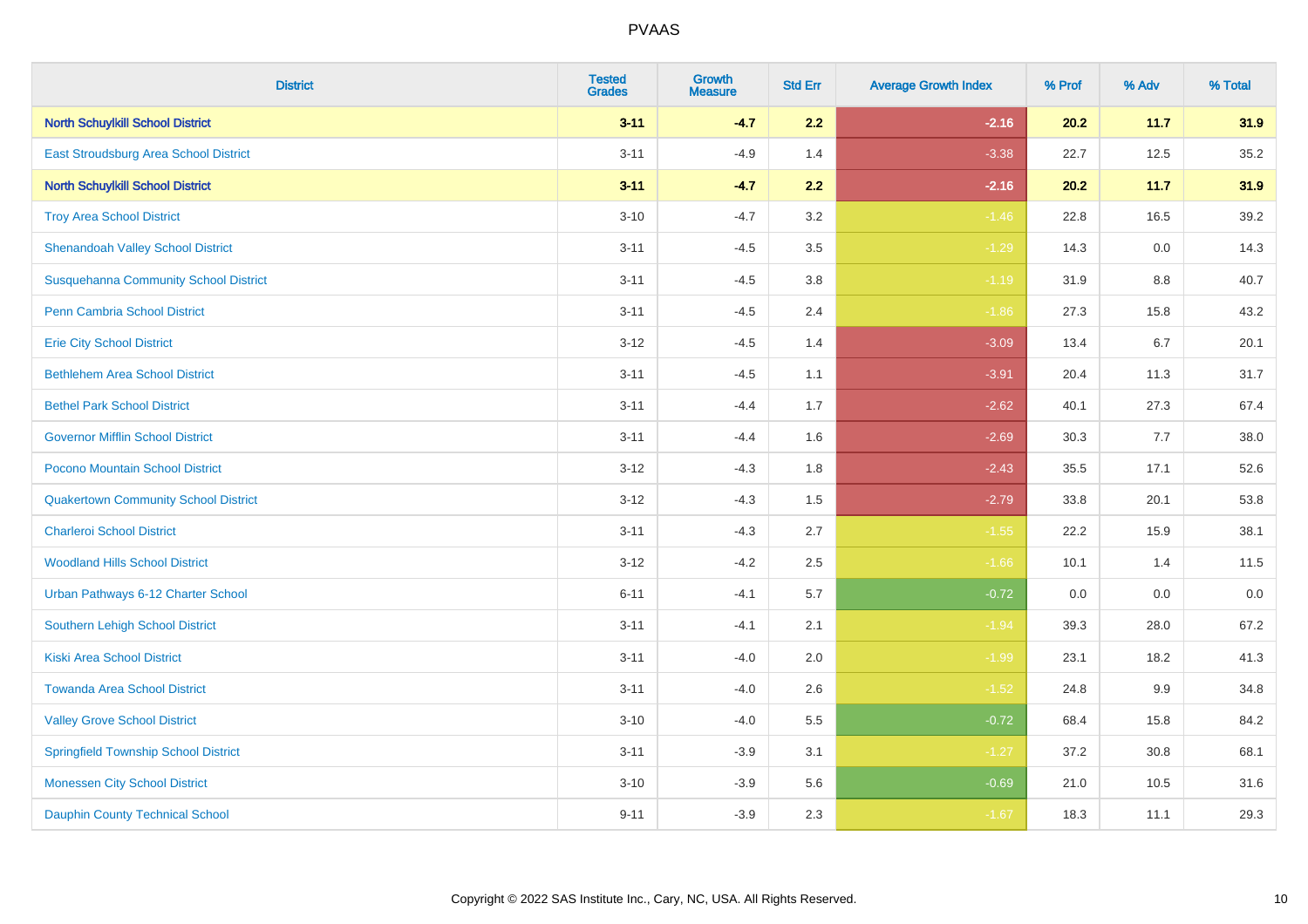| District | Tested Grades | Growth Measure | Std Err | Average Growth Index | % Prof | % Adv | % Total |
|---|---|---|---|---|---|---|---|
| **North Schuylkill School District** | **3-11** | **-4.7** | **2.2** | **-2.16** | **20.2** | **11.7** | **31.9** |
| East Stroudsburg Area School District | 3-11 | -4.9 | 1.4 | -3.38 | 22.7 | 12.5 | 35.2 |
| **North Schuylkill School District** | **3-11** | **-4.7** | **2.2** | **-2.16** | **20.2** | **11.7** | **31.9** |
| Troy Area School District | 3-10 | -4.7 | 3.2 | -1.46 | 22.8 | 16.5 | 39.2 |
| Shenandoah Valley School District | 3-11 | -4.5 | 3.5 | -1.29 | 14.3 | 0.0 | 14.3 |
| Susquehanna Community School District | 3-11 | -4.5 | 3.8 | -1.19 | 31.9 | 8.8 | 40.7 |
| Penn Cambria School District | 3-11 | -4.5 | 2.4 | -1.86 | 27.3 | 15.8 | 43.2 |
| Erie City School District | 3-12 | -4.5 | 1.4 | -3.09 | 13.4 | 6.7 | 20.1 |
| Bethlehem Area School District | 3-11 | -4.5 | 1.1 | -3.91 | 20.4 | 11.3 | 31.7 |
| Bethel Park School District | 3-11 | -4.4 | 1.7 | -2.62 | 40.1 | 27.3 | 67.4 |
| Governor Mifflin School District | 3-11 | -4.4 | 1.6 | -2.69 | 30.3 | 7.7 | 38.0 |
| Pocono Mountain School District | 3-12 | -4.3 | 1.8 | -2.43 | 35.5 | 17.1 | 52.6 |
| Quakertown Community School District | 3-12 | -4.3 | 1.5 | -2.79 | 33.8 | 20.1 | 53.8 |
| Charleroi School District | 3-11 | -4.3 | 2.7 | -1.55 | 22.2 | 15.9 | 38.1 |
| Woodland Hills School District | 3-12 | -4.2 | 2.5 | -1.66 | 10.1 | 1.4 | 11.5 |
| Urban Pathways 6-12 Charter School | 6-11 | -4.1 | 5.7 | -0.72 | 0.0 | 0.0 | 0.0 |
| Southern Lehigh School District | 3-11 | -4.1 | 2.1 | -1.94 | 39.3 | 28.0 | 67.2 |
| Kiski Area School District | 3-11 | -4.0 | 2.0 | -1.99 | 23.1 | 18.2 | 41.3 |
| Towanda Area School District | 3-11 | -4.0 | 2.6 | -1.52 | 24.8 | 9.9 | 34.8 |
| Valley Grove School District | 3-10 | -4.0 | 5.5 | -0.72 | 68.4 | 15.8 | 84.2 |
| Springfield Township School District | 3-11 | -3.9 | 3.1 | -1.27 | 37.2 | 30.8 | 68.1 |
| Monessen City School District | 3-10 | -3.9 | 5.6 | -0.69 | 21.0 | 10.5 | 31.6 |
| Dauphin County Technical School | 9-11 | -3.9 | 2.3 | -1.67 | 18.3 | 11.1 | 29.3 |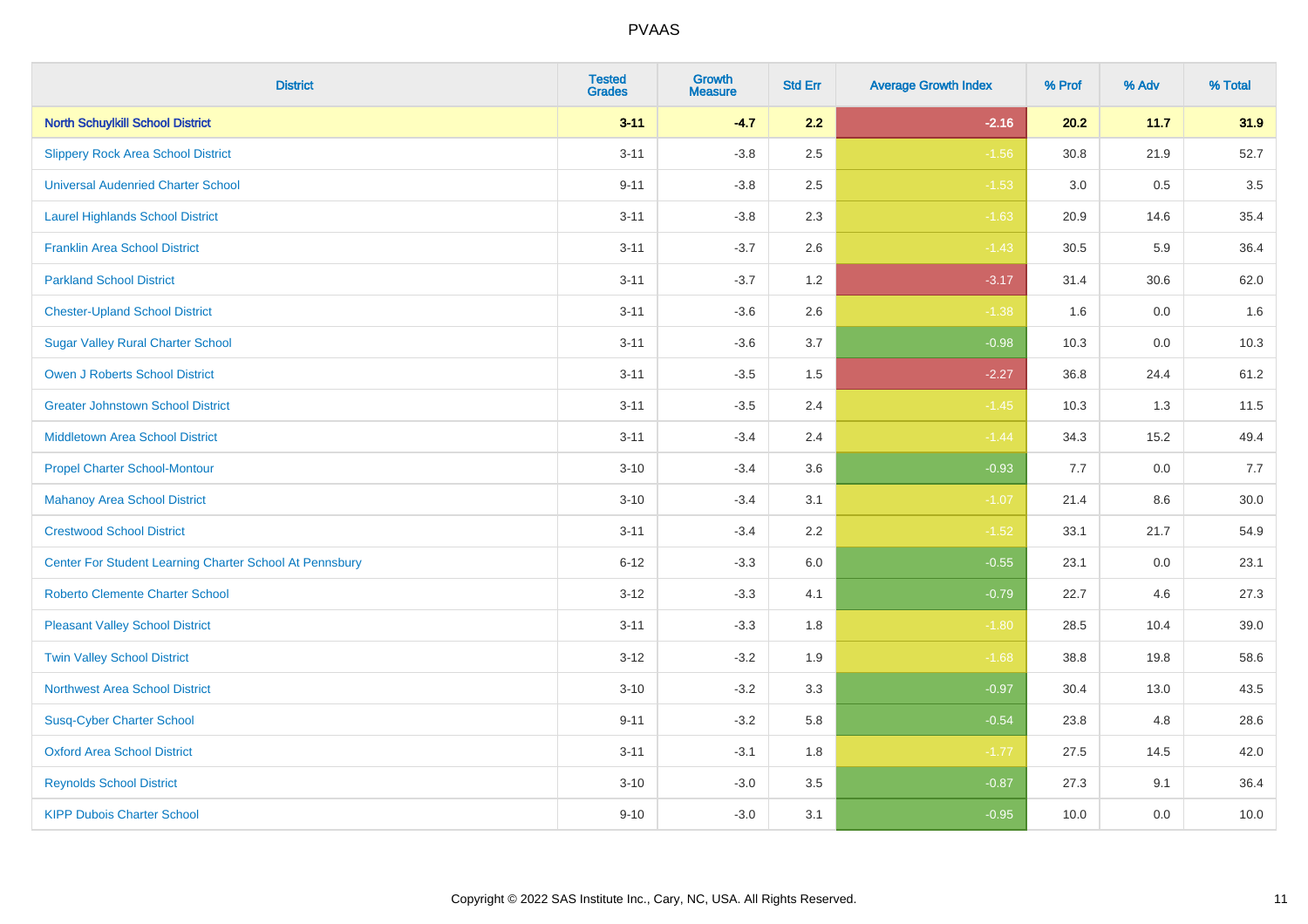| District | Tested Grades | Growth Measure | Std Err | Average Growth Index | % Prof | % Adv | % Total |
|---|---|---|---|---|---|---|---|
| **North Schuylkill School District** | **3-11** | **-4.7** | **2.2** | **-2.16** | **20.2** | **11.7** | **31.9** |
| Slippery Rock Area School District | 3-11 | -3.8 | 2.5 | -1.56 | 30.8 | 21.9 | 52.7 |
| Universal Audenried Charter School | 9-11 | -3.8 | 2.5 | -1.53 | 3.0 | 0.5 | 3.5 |
| Laurel Highlands School District | 3-11 | -3.8 | 2.3 | -1.63 | 20.9 | 14.6 | 35.4 |
| Franklin Area School District | 3-11 | -3.7 | 2.6 | -1.43 | 30.5 | 5.9 | 36.4 |
| Parkland School District | 3-11 | -3.7 | 1.2 | -3.17 | 31.4 | 30.6 | 62.0 |
| Chester-Upland School District | 3-11 | -3.6 | 2.6 | -1.38 | 1.6 | 0.0 | 1.6 |
| Sugar Valley Rural Charter School | 3-11 | -3.6 | 3.7 | -0.98 | 10.3 | 0.0 | 10.3 |
| Owen J Roberts School District | 3-11 | -3.5 | 1.5 | -2.27 | 36.8 | 24.4 | 61.2 |
| Greater Johnstown School District | 3-11 | -3.5 | 2.4 | -1.45 | 10.3 | 1.3 | 11.5 |
| Middletown Area School District | 3-11 | -3.4 | 2.4 | -1.44 | 34.3 | 15.2 | 49.4 |
| Propel Charter School-Montour | 3-10 | -3.4 | 3.6 | -0.93 | 7.7 | 0.0 | 7.7 |
| Mahanoy Area School District | 3-10 | -3.4 | 3.1 | -1.07 | 21.4 | 8.6 | 30.0 |
| Crestwood School District | 3-11 | -3.4 | 2.2 | -1.52 | 33.1 | 21.7 | 54.9 |
| Center For Student Learning Charter School At Pennsbury | 6-12 | -3.3 | 6.0 | -0.55 | 23.1 | 0.0 | 23.1 |
| Roberto Clemente Charter School | 3-12 | -3.3 | 4.1 | -0.79 | 22.7 | 4.6 | 27.3 |
| Pleasant Valley School District | 3-11 | -3.3 | 1.8 | -1.80 | 28.5 | 10.4 | 39.0 |
| Twin Valley School District | 3-12 | -3.2 | 1.9 | -1.68 | 38.8 | 19.8 | 58.6 |
| Northwest Area School District | 3-10 | -3.2 | 3.3 | -0.97 | 30.4 | 13.0 | 43.5 |
| Susq-Cyber Charter School | 9-11 | -3.2 | 5.8 | -0.54 | 23.8 | 4.8 | 28.6 |
| Oxford Area School District | 3-11 | -3.1 | 1.8 | -1.77 | 27.5 | 14.5 | 42.0 |
| Reynolds School District | 3-10 | -3.0 | 3.5 | -0.87 | 27.3 | 9.1 | 36.4 |
| KIPP Dubois Charter School | 9-10 | -3.0 | 3.1 | -0.95 | 10.0 | 0.0 | 10.0 |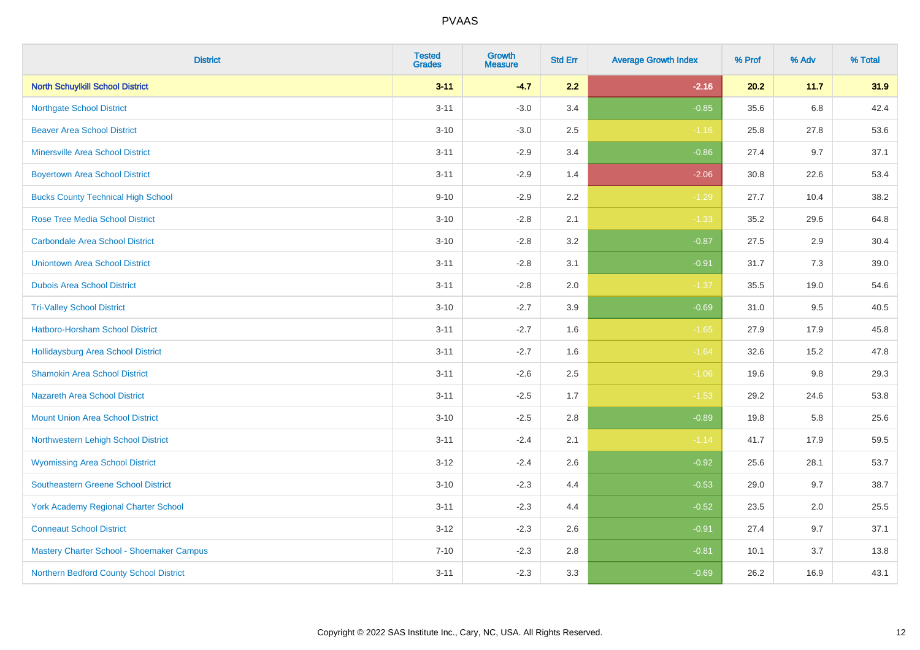# PVAAS

| District | Tested Grades | Growth Measure | Std Err | Average Growth Index | % Prof | % Adv | % Total |
|---|---|---|---|---|---|---|---|
| **North Schuylkill School District** | **3-11** | **-4.7** | **2.2** | **-2.16** | **20.2** | **11.7** | **31.9** |
| Northgate School District | 3-11 | -3.0 | 3.4 | -0.85 | 35.6 | 6.8 | 42.4 |
| Beaver Area School District | 3-10 | -3.0 | 2.5 | -1.16 | 25.8 | 27.8 | 53.6 |
| Minersville Area School District | 3-11 | -2.9 | 3.4 | -0.86 | 27.4 | 9.7 | 37.1 |
| Boyertown Area School District | 3-11 | -2.9 | 1.4 | -2.06 | 30.8 | 22.6 | 53.4 |
| Bucks County Technical High School | 9-10 | -2.9 | 2.2 | -1.29 | 27.7 | 10.4 | 38.2 |
| Rose Tree Media School District | 3-10 | -2.8 | 2.1 | -1.33 | 35.2 | 29.6 | 64.8 |
| Carbondale Area School District | 3-10 | -2.8 | 3.2 | -0.87 | 27.5 | 2.9 | 30.4 |
| Uniontown Area School District | 3-11 | -2.8 | 3.1 | -0.91 | 31.7 | 7.3 | 39.0 |
| Dubois Area School District | 3-11 | -2.8 | 2.0 | -1.37 | 35.5 | 19.0 | 54.6 |
| Tri-Valley School District | 3-10 | -2.7 | 3.9 | -0.69 | 31.0 | 9.5 | 40.5 |
| Hatboro-Horsham School District | 3-11 | -2.7 | 1.6 | -1.65 | 27.9 | 17.9 | 45.8 |
| Hollidaysburg Area School District | 3-11 | -2.7 | 1.6 | -1.64 | 32.6 | 15.2 | 47.8 |
| Shamokin Area School District | 3-11 | -2.6 | 2.5 | -1.06 | 19.6 | 9.8 | 29.3 |
| Nazareth Area School District | 3-11 | -2.5 | 1.7 | -1.53 | 29.2 | 24.6 | 53.8 |
| Mount Union Area School District | 3-10 | -2.5 | 2.8 | -0.89 | 19.8 | 5.8 | 25.6 |
| Northwestern Lehigh School District | 3-11 | -2.4 | 2.1 | -1.14 | 41.7 | 17.9 | 59.5 |
| Wyomissing Area School District | 3-12 | -2.4 | 2.6 | -0.92 | 25.6 | 28.1 | 53.7 |
| Southeastern Greene School District | 3-10 | -2.3 | 4.4 | -0.53 | 29.0 | 9.7 | 38.7 |
| York Academy Regional Charter School | 3-11 | -2.3 | 4.4 | -0.52 | 23.5 | 2.0 | 25.5 |
| Conneaut School District | 3-12 | -2.3 | 2.6 | -0.91 | 27.4 | 9.7 | 37.1 |
| Mastery Charter School - Shoemaker Campus | 7-10 | -2.3 | 2.8 | -0.81 | 10.1 | 3.7 | 13.8 |
| Northern Bedford County School District | 3-11 | -2.3 | 3.3 | -0.69 | 26.2 | 16.9 | 43.1 |

Copyright © 2022 SAS Institute Inc., Cary, NC, USA. All Rights Reserved.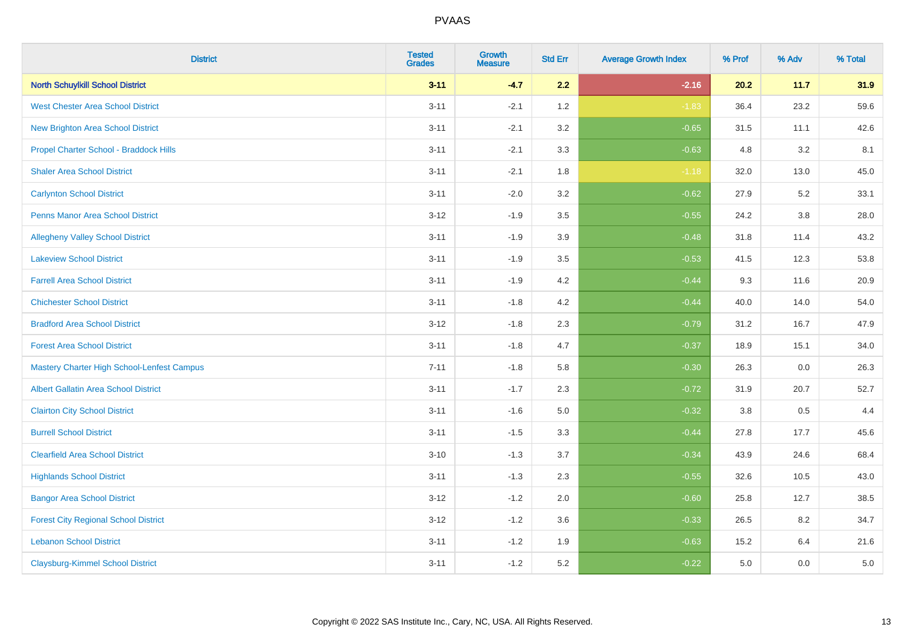# PVAAS

| District | Tested Grades | Growth Measure | Std Err | Average Growth Index | % Prof | % Adv | % Total |
|---|---|---|---|---|---|---|---|
| **North Schuylkill School District** | **3-11** | **-4.7** | **2.2** | **-2.16** | **20.2** | **11.7** | **31.9** |
| West Chester Area School District | 3-11 | -2.1 | 1.2 | -1.83 | 36.4 | 23.2 | 59.6 |
| New Brighton Area School District | 3-11 | -2.1 | 3.2 | -0.65 | 31.5 | 11.1 | 42.6 |
| Propel Charter School - Braddock Hills | 3-11 | -2.1 | 3.3 | -0.63 | 4.8 | 3.2 | 8.1 |
| Shaler Area School District | 3-11 | -2.1 | 1.8 | -1.18 | 32.0 | 13.0 | 45.0 |
| Carlynton School District | 3-11 | -2.0 | 3.2 | -0.62 | 27.9 | 5.2 | 33.1 |
| Penns Manor Area School District | 3-12 | -1.9 | 3.5 | -0.55 | 24.2 | 3.8 | 28.0 |
| Allegheny Valley School District | 3-11 | -1.9 | 3.9 | -0.48 | 31.8 | 11.4 | 43.2 |
| Lakeview School District | 3-11 | -1.9 | 3.5 | -0.53 | 41.5 | 12.3 | 53.8 |
| Farrell Area School District | 3-11 | -1.9 | 4.2 | -0.44 | 9.3 | 11.6 | 20.9 |
| Chichester School District | 3-11 | -1.8 | 4.2 | -0.44 | 40.0 | 14.0 | 54.0 |
| Bradford Area School District | 3-12 | -1.8 | 2.3 | -0.79 | 31.2 | 16.7 | 47.9 |
| Forest Area School District | 3-11 | -1.8 | 4.7 | -0.37 | 18.9 | 15.1 | 34.0 |
| Mastery Charter High School-Lenfest Campus | 7-11 | -1.8 | 5.8 | -0.30 | 26.3 | 0.0 | 26.3 |
| Albert Gallatin Area School District | 3-11 | -1.7 | 2.3 | -0.72 | 31.9 | 20.7 | 52.7 |
| Clairton City School District | 3-11 | -1.6 | 5.0 | -0.32 | 3.8 | 0.5 | 4.4 |
| Burrell School District | 3-11 | -1.5 | 3.3 | -0.44 | 27.8 | 17.7 | 45.6 |
| Clearfield Area School District | 3-10 | -1.3 | 3.7 | -0.34 | 43.9 | 24.6 | 68.4 |
| Highlands School District | 3-11 | -1.3 | 2.3 | -0.55 | 32.6 | 10.5 | 43.0 |
| Bangor Area School District | 3-12 | -1.2 | 2.0 | -0.60 | 25.8 | 12.7 | 38.5 |
| Forest City Regional School District | 3-12 | -1.2 | 3.6 | -0.33 | 26.5 | 8.2 | 34.7 |
| Lebanon School District | 3-11 | -1.2 | 1.9 | -0.63 | 15.2 | 6.4 | 21.6 |
| Claysburg-Kimmel School District | 3-11 | -1.2 | 5.2 | -0.22 | 5.0 | 0.0 | 5.0 |

Copyright © 2022 SAS Institute Inc., Cary, NC, USA. All Rights Reserved.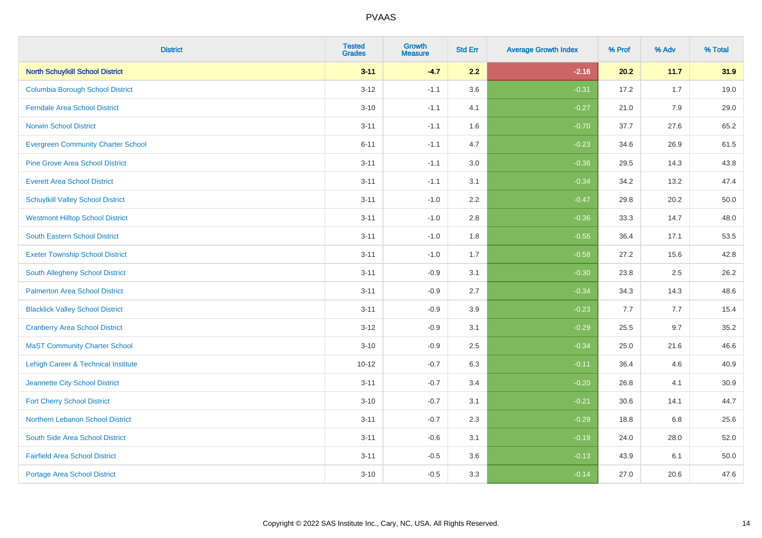# PVAAS

| District | Tested Grades | Growth Measure | Std Err | Average Growth Index | % Prof | % Adv | % Total |
|---|---|---|---|---|---|---|---|
| **North Schuylkill School District** | **3-11** | **-4.7** | **2.2** | **-2.16** | **20.2** | **11.7** | **31.9** |
| Columbia Borough School District | 3-12 | -1.1 | 3.6 | -0.31 | 17.2 | 1.7 | 19.0 |
| Ferndale Area School District | 3-10 | -1.1 | 4.1 | -0.27 | 21.0 | 7.9 | 29.0 |
| Norwin School District | 3-11 | -1.1 | 1.6 | -0.70 | 37.7 | 27.6 | 65.2 |
| Evergreen Community Charter School | 6-11 | -1.1 | 4.7 | -0.23 | 34.6 | 26.9 | 61.5 |
| Pine Grove Area School District | 3-11 | -1.1 | 3.0 | -0.36 | 29.5 | 14.3 | 43.8 |
| Everett Area School District | 3-11 | -1.1 | 3.1 | -0.34 | 34.2 | 13.2 | 47.4 |
| Schuylkill Valley School District | 3-11 | -1.0 | 2.2 | -0.47 | 29.8 | 20.2 | 50.0 |
| Westmont Hilltop School District | 3-11 | -1.0 | 2.8 | -0.36 | 33.3 | 14.7 | 48.0 |
| South Eastern School District | 3-11 | -1.0 | 1.8 | -0.55 | 36.4 | 17.1 | 53.5 |
| Exeter Township School District | 3-11 | -1.0 | 1.7 | -0.58 | 27.2 | 15.6 | 42.8 |
| South Allegheny School District | 3-11 | -0.9 | 3.1 | -0.30 | 23.8 | 2.5 | 26.2 |
| Palmerton Area School District | 3-11 | -0.9 | 2.7 | -0.34 | 34.3 | 14.3 | 48.6 |
| Blacklick Valley School District | 3-11 | -0.9 | 3.9 | -0.23 | 7.7 | 7.7 | 15.4 |
| Cranberry Area School District | 3-12 | -0.9 | 3.1 | -0.29 | 25.5 | 9.7 | 35.2 |
| MaST Community Charter School | 3-10 | -0.9 | 2.5 | -0.34 | 25.0 | 21.6 | 46.6 |
| Lehigh Career & Technical Institute | 10-12 | -0.7 | 6.3 | -0.11 | 36.4 | 4.6 | 40.9 |
| Jeannette City School District | 3-11 | -0.7 | 3.4 | -0.20 | 26.8 | 4.1 | 30.9 |
| Fort Cherry School District | 3-10 | -0.7 | 3.1 | -0.21 | 30.6 | 14.1 | 44.7 |
| Northern Lebanon School District | 3-11 | -0.7 | 2.3 | -0.29 | 18.8 | 6.8 | 25.6 |
| South Side Area School District | 3-11 | -0.6 | 3.1 | -0.19 | 24.0 | 28.0 | 52.0 |
| Fairfield Area School District | 3-11 | -0.5 | 3.6 | -0.13 | 43.9 | 6.1 | 50.0 |
| Portage Area School District | 3-10 | -0.5 | 3.3 | -0.14 | 27.0 | 20.6 | 47.6 |

Copyright © 2022 SAS Institute Inc., Cary, NC, USA. All Rights Reserved.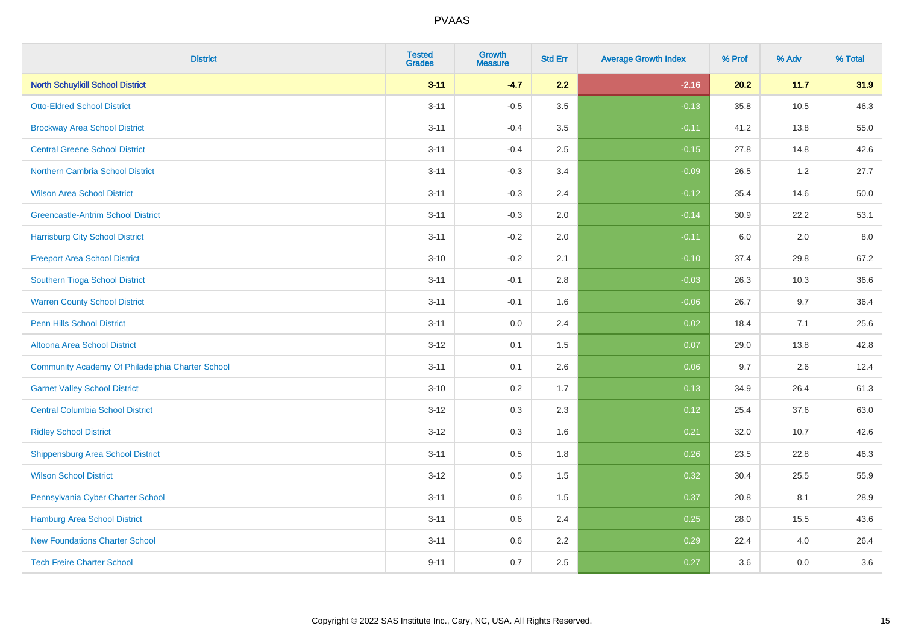| District | Tested Grades | Growth Measure | Std Err | Average Growth Index | % Prof | % Adv | % Total |
|---|---|---|---|---|---|---|---|
| **North Schuylkill School District** | **3-11** | **-4.7** | **2.2** | **-2.16** | **20.2** | **11.7** | **31.9** |
| Otto-Eldred School District | 3-11 | -0.5 | 3.5 | -0.13 | 35.8 | 10.5 | 46.3 |
| Brockway Area School District | 3-11 | -0.4 | 3.5 | -0.11 | 41.2 | 13.8 | 55.0 |
| Central Greene School District | 3-11 | -0.4 | 2.5 | -0.15 | 27.8 | 14.8 | 42.6 |
| Northern Cambria School District | 3-11 | -0.3 | 3.4 | -0.09 | 26.5 | 1.2 | 27.7 |
| Wilson Area School District | 3-11 | -0.3 | 2.4 | -0.12 | 35.4 | 14.6 | 50.0 |
| Greencastle-Antrim School District | 3-11 | -0.3 | 2.0 | -0.14 | 30.9 | 22.2 | 53.1 |
| Harrisburg City School District | 3-11 | -0.2 | 2.0 | -0.11 | 6.0 | 2.0 | 8.0 |
| Freeport Area School District | 3-10 | -0.2 | 2.1 | -0.10 | 37.4 | 29.8 | 67.2 |
| Southern Tioga School District | 3-11 | -0.1 | 2.8 | -0.03 | 26.3 | 10.3 | 36.6 |
| Warren County School District | 3-11 | -0.1 | 1.6 | -0.06 | 26.7 | 9.7 | 36.4 |
| Penn Hills School District | 3-11 | 0.0 | 2.4 | 0.02 | 18.4 | 7.1 | 25.6 |
| Altoona Area School District | 3-12 | 0.1 | 1.5 | 0.07 | 29.0 | 13.8 | 42.8 |
| Community Academy Of Philadelphia Charter School | 3-11 | 0.1 | 2.6 | 0.06 | 9.7 | 2.6 | 12.4 |
| Garnet Valley School District | 3-10 | 0.2 | 1.7 | 0.13 | 34.9 | 26.4 | 61.3 |
| Central Columbia School District | 3-12 | 0.3 | 2.3 | 0.12 | 25.4 | 37.6 | 63.0 |
| Ridley School District | 3-12 | 0.3 | 1.6 | 0.21 | 32.0 | 10.7 | 42.6 |
| Shippensburg Area School District | 3-11 | 0.5 | 1.8 | 0.26 | 23.5 | 22.8 | 46.3 |
| Wilson School District | 3-12 | 0.5 | 1.5 | 0.32 | 30.4 | 25.5 | 55.9 |
| Pennsylvania Cyber Charter School | 3-11 | 0.6 | 1.5 | 0.37 | 20.8 | 8.1 | 28.9 |
| Hamburg Area School District | 3-11 | 0.6 | 2.4 | 0.25 | 28.0 | 15.5 | 43.6 |
| New Foundations Charter School | 3-11 | 0.6 | 2.2 | 0.29 | 22.4 | 4.0 | 26.4 |
| Tech Freire Charter School | 9-11 | 0.7 | 2.5 | 0.27 | 3.6 | 0.0 | 3.6 |

Copyright © 2022 SAS Institute Inc., Cary, NC, USA. All Rights Reserved.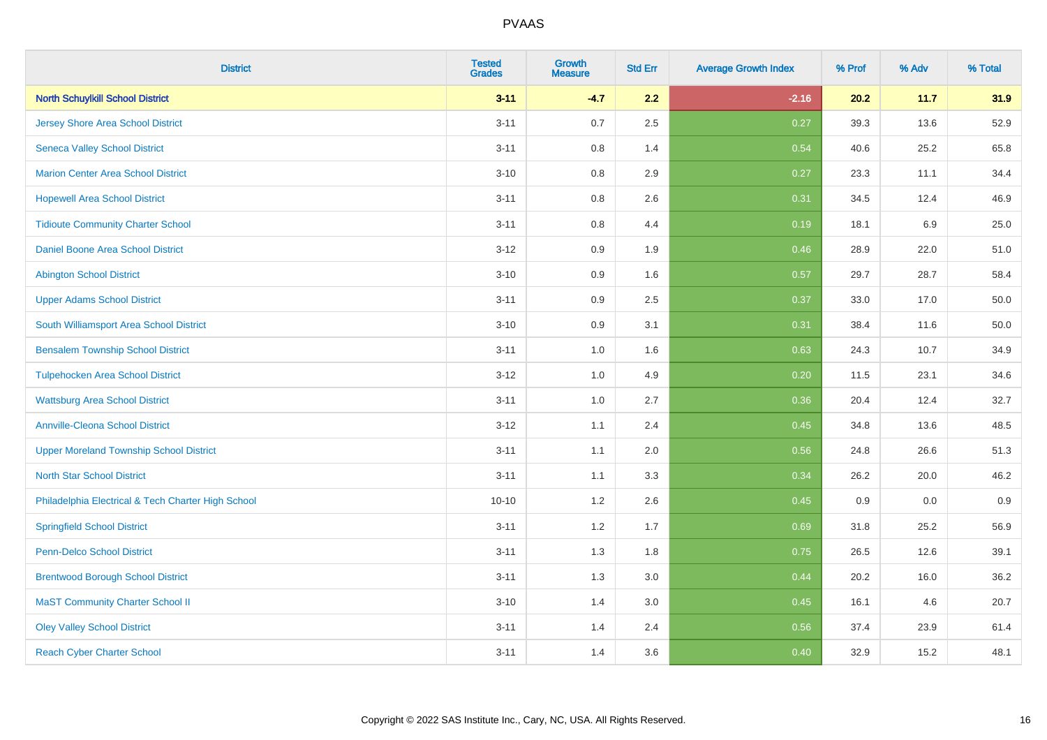# PVAAS

| District | Tested Grades | Growth Measure | Std Err | Average Growth Index | % Prof | % Adv | % Total |
|---|---|---|---|---|---|---|---|
| **North Schuylkill School District** | **3-11** | **-4.7** | **2.2** | **-2.16** | **20.2** | **11.7** | **31.9** |
| Jersey Shore Area School District | 3-11 | 0.7 | 2.5 | 0.27 | 39.3 | 13.6 | 52.9 |
| Seneca Valley School District | 3-11 | 0.8 | 1.4 | 0.54 | 40.6 | 25.2 | 65.8 |
| Marion Center Area School District | 3-10 | 0.8 | 2.9 | 0.27 | 23.3 | 11.1 | 34.4 |
| Hopewell Area School District | 3-11 | 0.8 | 2.6 | 0.31 | 34.5 | 12.4 | 46.9 |
| Tidioute Community Charter School | 3-11 | 0.8 | 4.4 | 0.19 | 18.1 | 6.9 | 25.0 |
| Daniel Boone Area School District | 3-12 | 0.9 | 1.9 | 0.46 | 28.9 | 22.0 | 51.0 |
| Abington School District | 3-10 | 0.9 | 1.6 | 0.57 | 29.7 | 28.7 | 58.4 |
| Upper Adams School District | 3-11 | 0.9 | 2.5 | 0.37 | 33.0 | 17.0 | 50.0 |
| South Williamsport Area School District | 3-10 | 0.9 | 3.1 | 0.31 | 38.4 | 11.6 | 50.0 |
| Bensalem Township School District | 3-11 | 1.0 | 1.6 | 0.63 | 24.3 | 10.7 | 34.9 |
| Tulpehocken Area School District | 3-12 | 1.0 | 4.9 | 0.20 | 11.5 | 23.1 | 34.6 |
| Wattsburg Area School District | 3-11 | 1.0 | 2.7 | 0.36 | 20.4 | 12.4 | 32.7 |
| Annville-Cleona School District | 3-12 | 1.1 | 2.4 | 0.45 | 34.8 | 13.6 | 48.5 |
| Upper Moreland Township School District | 3-11 | 1.1 | 2.0 | 0.56 | 24.8 | 26.6 | 51.3 |
| North Star School District | 3-11 | 1.1 | 3.3 | 0.34 | 26.2 | 20.0 | 46.2 |
| Philadelphia Electrical & Tech Charter High School | 10-10 | 1.2 | 2.6 | 0.45 | 0.9 | 0.0 | 0.9 |
| Springfield School District | 3-11 | 1.2 | 1.7 | 0.69 | 31.8 | 25.2 | 56.9 |
| Penn-Delco School District | 3-11 | 1.3 | 1.8 | 0.75 | 26.5 | 12.6 | 39.1 |
| Brentwood Borough School District | 3-11 | 1.3 | 3.0 | 0.44 | 20.2 | 16.0 | 36.2 |
| MaST Community Charter School II | 3-10 | 1.4 | 3.0 | 0.45 | 16.1 | 4.6 | 20.7 |
| Oley Valley School District | 3-11 | 1.4 | 2.4 | 0.56 | 37.4 | 23.9 | 61.4 |
| Reach Cyber Charter School | 3-11 | 1.4 | 3.6 | 0.40 | 32.9 | 15.2 | 48.1 |

Copyright © 2022 SAS Institute Inc., Cary, NC, USA. All Rights Reserved.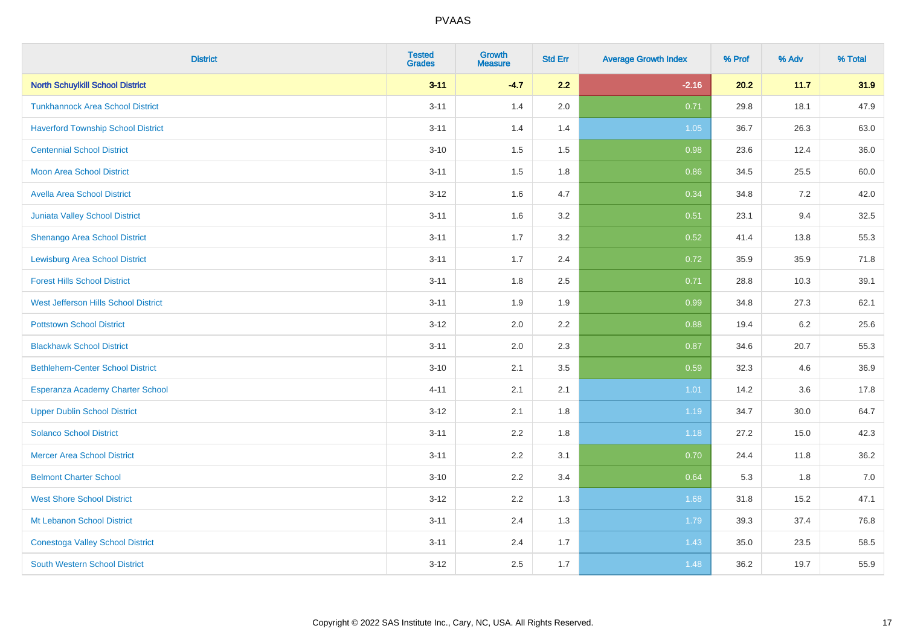| District | Tested Grades | Growth Measure | Std Err | Average Growth Index | % Prof | % Adv | % Total |
|---|---|---|---|---|---|---|---|
| **North Schuylkill School District** | **3-11** | **-4.7** | **2.2** | **-2.16** | **20.2** | **11.7** | **31.9** |
| Tunkhannock Area School District | 3-11 | 1.4 | 2.0 | 0.71 | 29.8 | 18.1 | 47.9 |
| Haverford Township School District | 3-11 | 1.4 | 1.4 | 1.05 | 36.7 | 26.3 | 63.0 |
| Centennial School District | 3-10 | 1.5 | 1.5 | 0.98 | 23.6 | 12.4 | 36.0 |
| Moon Area School District | 3-11 | 1.5 | 1.8 | 0.86 | 34.5 | 25.5 | 60.0 |
| Avella Area School District | 3-12 | 1.6 | 4.7 | 0.34 | 34.8 | 7.2 | 42.0 |
| Juniata Valley School District | 3-11 | 1.6 | 3.2 | 0.51 | 23.1 | 9.4 | 32.5 |
| Shenango Area School District | 3-11 | 1.7 | 3.2 | 0.52 | 41.4 | 13.8 | 55.3 |
| Lewisburg Area School District | 3-11 | 1.7 | 2.4 | 0.72 | 35.9 | 35.9 | 71.8 |
| Forest Hills School District | 3-11 | 1.8 | 2.5 | 0.71 | 28.8 | 10.3 | 39.1 |
| West Jefferson Hills School District | 3-11 | 1.9 | 1.9 | 0.99 | 34.8 | 27.3 | 62.1 |
| Pottstown School District | 3-12 | 2.0 | 2.2 | 0.88 | 19.4 | 6.2 | 25.6 |
| Blackhawk School District | 3-11 | 2.0 | 2.3 | 0.87 | 34.6 | 20.7 | 55.3 |
| Bethlehem-Center School District | 3-10 | 2.1 | 3.5 | 0.59 | 32.3 | 4.6 | 36.9 |
| Esperanza Academy Charter School | 4-11 | 2.1 | 2.1 | 1.01 | 14.2 | 3.6 | 17.8 |
| Upper Dublin School District | 3-12 | 2.1 | 1.8 | 1.19 | 34.7 | 30.0 | 64.7 |
| Solanco School District | 3-11 | 2.2 | 1.8 | 1.18 | 27.2 | 15.0 | 42.3 |
| Mercer Area School District | 3-11 | 2.2 | 3.1 | 0.70 | 24.4 | 11.8 | 36.2 |
| Belmont Charter School | 3-10 | 2.2 | 3.4 | 0.64 | 5.3 | 1.8 | 7.0 |
| West Shore School District | 3-12 | 2.2 | 1.3 | 1.68 | 31.8 | 15.2 | 47.1 |
| Mt Lebanon School District | 3-11 | 2.4 | 1.3 | 1.79 | 39.3 | 37.4 | 76.8 |
| Conestoga Valley School District | 3-11 | 2.4 | 1.7 | 1.43 | 35.0 | 23.5 | 58.5 |
| South Western School District | 3-12 | 2.5 | 1.7 | 1.48 | 36.2 | 19.7 | 55.9 |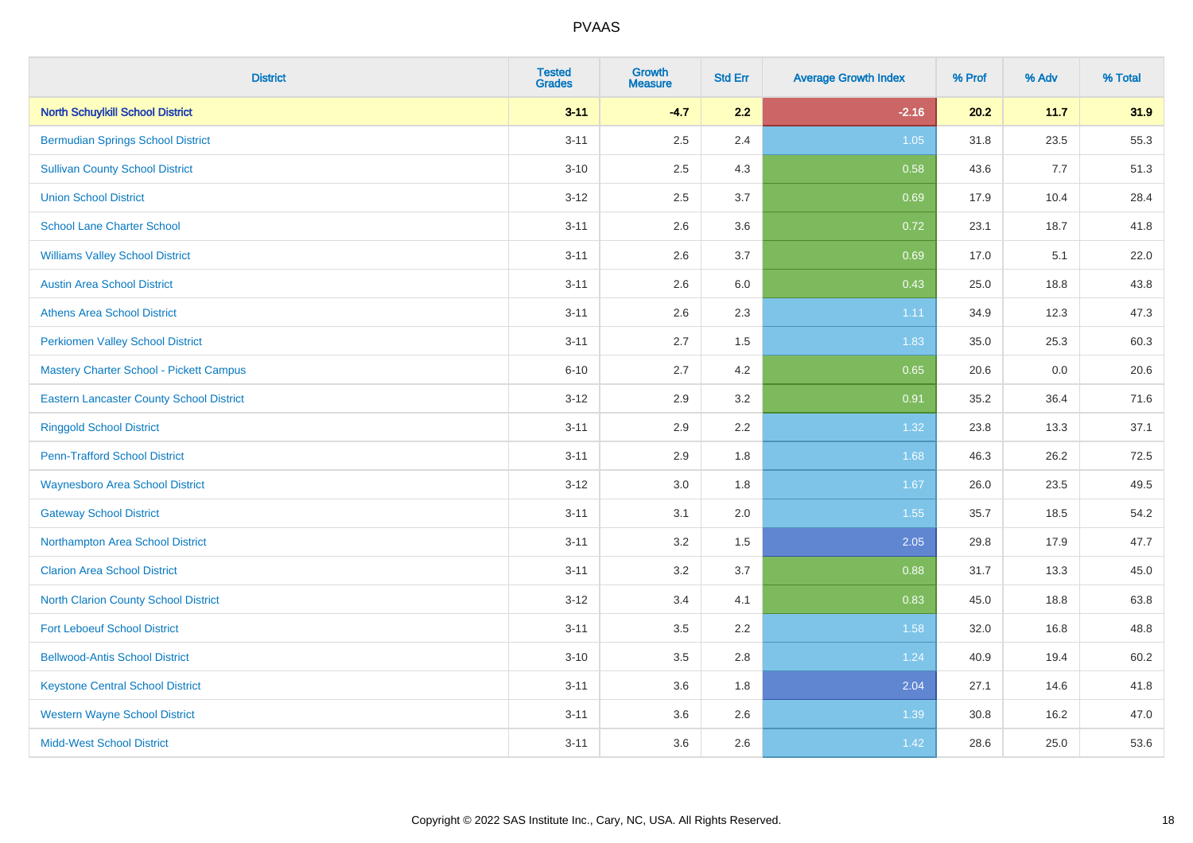# PVAAS

| District | Tested Grades | Growth Measure | Std Err | Average Growth Index | % Prof | % Adv | % Total |
|---|---|---|---|---|---|---|---|
| **North Schuylkill School District** | **3-11** | **-4.7** | **2.2** | **-2.16** | **20.2** | **11.7** | **31.9** |
| Bermudian Springs School District | 3-11 | 2.5 | 2.4 | 1.05 | 31.8 | 23.5 | 55.3 |
| Sullivan County School District | 3-10 | 2.5 | 4.3 | 0.58 | 43.6 | 7.7 | 51.3 |
| Union School District | 3-12 | 2.5 | 3.7 | 0.69 | 17.9 | 10.4 | 28.4 |
| School Lane Charter School | 3-11 | 2.6 | 3.6 | 0.72 | 23.1 | 18.7 | 41.8 |
| Williams Valley School District | 3-11 | 2.6 | 3.7 | 0.69 | 17.0 | 5.1 | 22.0 |
| Austin Area School District | 3-11 | 2.6 | 6.0 | 0.43 | 25.0 | 18.8 | 43.8 |
| Athens Area School District | 3-11 | 2.6 | 2.3 | 1.11 | 34.9 | 12.3 | 47.3 |
| Perkiomen Valley School District | 3-11 | 2.7 | 1.5 | 1.83 | 35.0 | 25.3 | 60.3 |
| Mastery Charter School - Pickett Campus | 6-10 | 2.7 | 4.2 | 0.65 | 20.6 | 0.0 | 20.6 |
| Eastern Lancaster County School District | 3-12 | 2.9 | 3.2 | 0.91 | 35.2 | 36.4 | 71.6 |
| Ringgold School District | 3-11 | 2.9 | 2.2 | 1.32 | 23.8 | 13.3 | 37.1 |
| Penn-Trafford School District | 3-11 | 2.9 | 1.8 | 1.68 | 46.3 | 26.2 | 72.5 |
| Waynesboro Area School District | 3-12 | 3.0 | 1.8 | 1.67 | 26.0 | 23.5 | 49.5 |
| Gateway School District | 3-11 | 3.1 | 2.0 | 1.55 | 35.7 | 18.5 | 54.2 |
| Northampton Area School District | 3-11 | 3.2 | 1.5 | 2.05 | 29.8 | 17.9 | 47.7 |
| Clarion Area School District | 3-11 | 3.2 | 3.7 | 0.88 | 31.7 | 13.3 | 45.0 |
| North Clarion County School District | 3-12 | 3.4 | 4.1 | 0.83 | 45.0 | 18.8 | 63.8 |
| Fort Leboeuf School District | 3-11 | 3.5 | 2.2 | 1.58 | 32.0 | 16.8 | 48.8 |
| Bellwood-Antis School District | 3-10 | 3.5 | 2.8 | 1.24 | 40.9 | 19.4 | 60.2 |
| Keystone Central School District | 3-11 | 3.6 | 1.8 | 2.04 | 27.1 | 14.6 | 41.8 |
| Western Wayne School District | 3-11 | 3.6 | 2.6 | 1.39 | 30.8 | 16.2 | 47.0 |
| Midd-West School District | 3-11 | 3.6 | 2.6 | 1.42 | 28.6 | 25.0 | 53.6 |

Copyright © 2022 SAS Institute Inc., Cary, NC, USA. All Rights Reserved.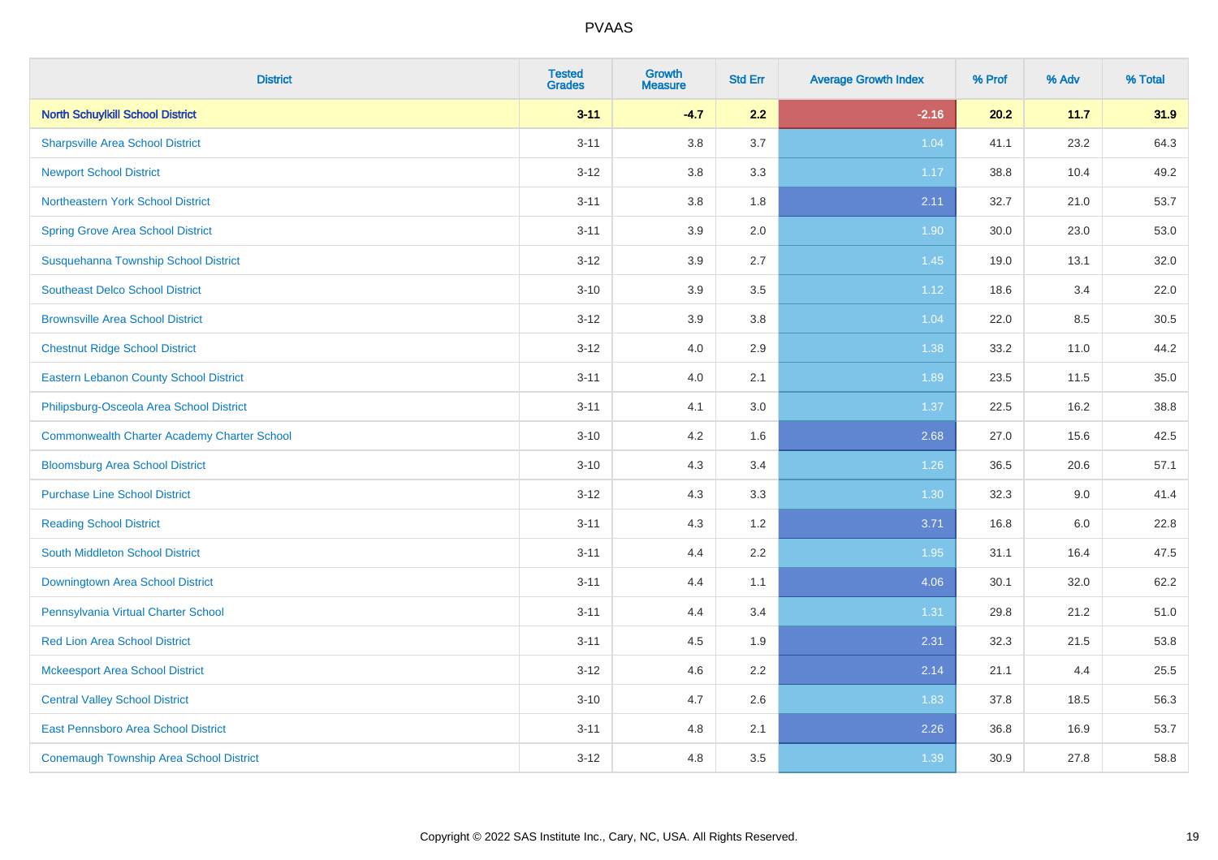# PVAAS

| District | Tested Grades | Growth Measure | Std Err | Average Growth Index | % Prof | % Adv | % Total |
|---|---|---|---|---|---|---|---|
| **North Schuylkill School District** | **3-11** | **-4.7** | **2.2** | **-2.16** | **20.2** | **11.7** | **31.9** |
| Sharpsville Area School District | 3-11 | 3.8 | 3.7 | 1.04 | 41.1 | 23.2 | 64.3 |
| Newport School District | 3-12 | 3.8 | 3.3 | 1.17 | 38.8 | 10.4 | 49.2 |
| Northeastern York School District | 3-11 | 3.8 | 1.8 | 2.11 | 32.7 | 21.0 | 53.7 |
| Spring Grove Area School District | 3-11 | 3.9 | 2.0 | 1.90 | 30.0 | 23.0 | 53.0 |
| Susquehanna Township School District | 3-12 | 3.9 | 2.7 | 1.45 | 19.0 | 13.1 | 32.0 |
| Southeast Delco School District | 3-10 | 3.9 | 3.5 | 1.12 | 18.6 | 3.4 | 22.0 |
| Brownsville Area School District | 3-12 | 3.9 | 3.8 | 1.04 | 22.0 | 8.5 | 30.5 |
| Chestnut Ridge School District | 3-12 | 4.0 | 2.9 | 1.38 | 33.2 | 11.0 | 44.2 |
| Eastern Lebanon County School District | 3-11 | 4.0 | 2.1 | 1.89 | 23.5 | 11.5 | 35.0 |
| Philipsburg-Osceola Area School District | 3-11 | 4.1 | 3.0 | 1.37 | 22.5 | 16.2 | 38.8 |
| Commonwealth Charter Academy Charter School | 3-10 | 4.2 | 1.6 | 2.68 | 27.0 | 15.6 | 42.5 |
| Bloomsburg Area School District | 3-10 | 4.3 | 3.4 | 1.26 | 36.5 | 20.6 | 57.1 |
| Purchase Line School District | 3-12 | 4.3 | 3.3 | 1.30 | 32.3 | 9.0 | 41.4 |
| Reading School District | 3-11 | 4.3 | 1.2 | 3.71 | 16.8 | 6.0 | 22.8 |
| South Middleton School District | 3-11 | 4.4 | 2.2 | 1.95 | 31.1 | 16.4 | 47.5 |
| Downingtown Area School District | 3-11 | 4.4 | 1.1 | 4.06 | 30.1 | 32.0 | 62.2 |
| Pennsylvania Virtual Charter School | 3-11 | 4.4 | 3.4 | 1.31 | 29.8 | 21.2 | 51.0 |
| Red Lion Area School District | 3-11 | 4.5 | 1.9 | 2.31 | 32.3 | 21.5 | 53.8 |
| Mckeesport Area School District | 3-12 | 4.6 | 2.2 | 2.14 | 21.1 | 4.4 | 25.5 |
| Central Valley School District | 3-10 | 4.7 | 2.6 | 1.83 | 37.8 | 18.5 | 56.3 |
| East Pennsboro Area School District | 3-11 | 4.8 | 2.1 | 2.26 | 36.8 | 16.9 | 53.7 |
| Conemaugh Township Area School District | 3-12 | 4.8 | 3.5 | 1.39 | 30.9 | 27.8 | 58.8 |

Copyright © 2022 SAS Institute Inc., Cary, NC, USA. All Rights Reserved.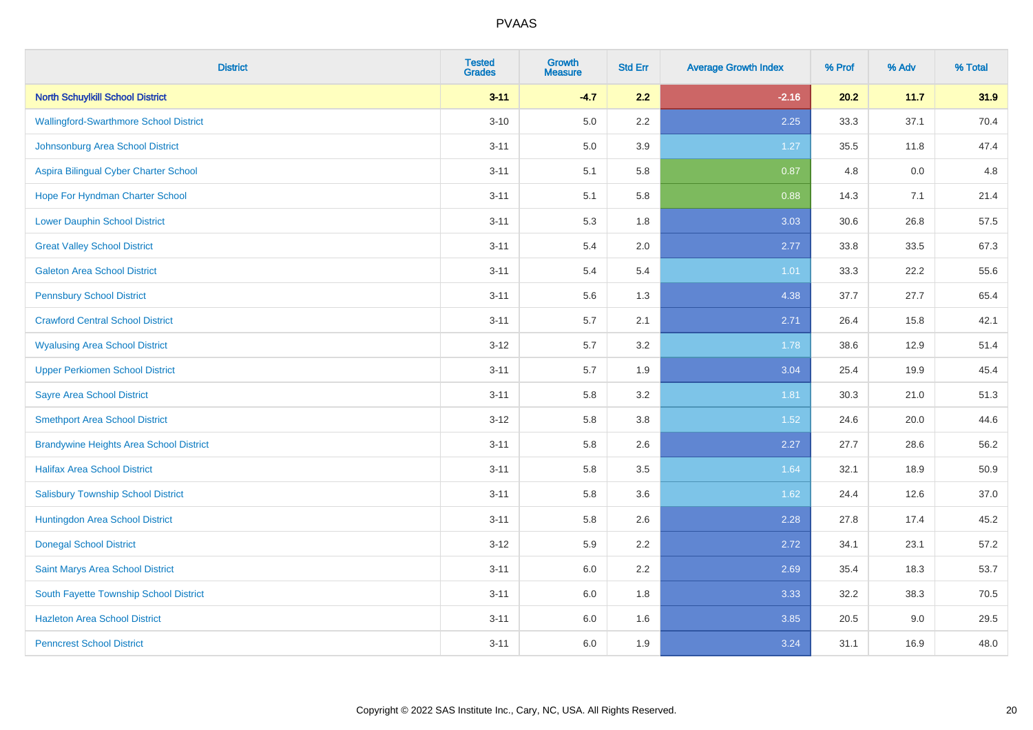# PVAAS

| District | Tested Grades | Growth Measure | Std Err | Average Growth Index | % Prof | % Adv | % Total |
|---|---|---|---|---|---|---|---|
| **North Schuylkill School District** | **3-11** | **-4.7** | **2.2** | **-2.16** | **20.2** | **11.7** | **31.9** |
| Wallingford-Swarthmore School District | 3-10 | 5.0 | 2.2 | 2.25 | 33.3 | 37.1 | 70.4 |
| Johnsonburg Area School District | 3-11 | 5.0 | 3.9 | 1.27 | 35.5 | 11.8 | 47.4 |
| Aspira Bilingual Cyber Charter School | 3-11 | 5.1 | 5.8 | 0.87 | 4.8 | 0.0 | 4.8 |
| Hope For Hyndman Charter School | 3-11 | 5.1 | 5.8 | 0.88 | 14.3 | 7.1 | 21.4 |
| Lower Dauphin School District | 3-11 | 5.3 | 1.8 | 3.03 | 30.6 | 26.8 | 57.5 |
| Great Valley School District | 3-11 | 5.4 | 2.0 | 2.77 | 33.8 | 33.5 | 67.3 |
| Galeton Area School District | 3-11 | 5.4 | 5.4 | 1.01 | 33.3 | 22.2 | 55.6 |
| Pennsbury School District | 3-11 | 5.6 | 1.3 | 4.38 | 37.7 | 27.7 | 65.4 |
| Crawford Central School District | 3-11 | 5.7 | 2.1 | 2.71 | 26.4 | 15.8 | 42.1 |
| Wyalusing Area School District | 3-12 | 5.7 | 3.2 | 1.78 | 38.6 | 12.9 | 51.4 |
| Upper Perkiomen School District | 3-11 | 5.7 | 1.9 | 3.04 | 25.4 | 19.9 | 45.4 |
| Sayre Area School District | 3-11 | 5.8 | 3.2 | 1.81 | 30.3 | 21.0 | 51.3 |
| Smethport Area School District | 3-12 | 5.8 | 3.8 | 1.52 | 24.6 | 20.0 | 44.6 |
| Brandywine Heights Area School District | 3-11 | 5.8 | 2.6 | 2.27 | 27.7 | 28.6 | 56.2 |
| Halifax Area School District | 3-11 | 5.8 | 3.5 | 1.64 | 32.1 | 18.9 | 50.9 |
| Salisbury Township School District | 3-11 | 5.8 | 3.6 | 1.62 | 24.4 | 12.6 | 37.0 |
| Huntingdon Area School District | 3-11 | 5.8 | 2.6 | 2.28 | 27.8 | 17.4 | 45.2 |
| Donegal School District | 3-12 | 5.9 | 2.2 | 2.72 | 34.1 | 23.1 | 57.2 |
| Saint Marys Area School District | 3-11 | 6.0 | 2.2 | 2.69 | 35.4 | 18.3 | 53.7 |
| South Fayette Township School District | 3-11 | 6.0 | 1.8 | 3.33 | 32.2 | 38.3 | 70.5 |
| Hazleton Area School District | 3-11 | 6.0 | 1.6 | 3.85 | 20.5 | 9.0 | 29.5 |
| Penncrest School District | 3-11 | 6.0 | 1.9 | 3.24 | 31.1 | 16.9 | 48.0 |

Copyright © 2022 SAS Institute Inc., Cary, NC, USA. All Rights Reserved.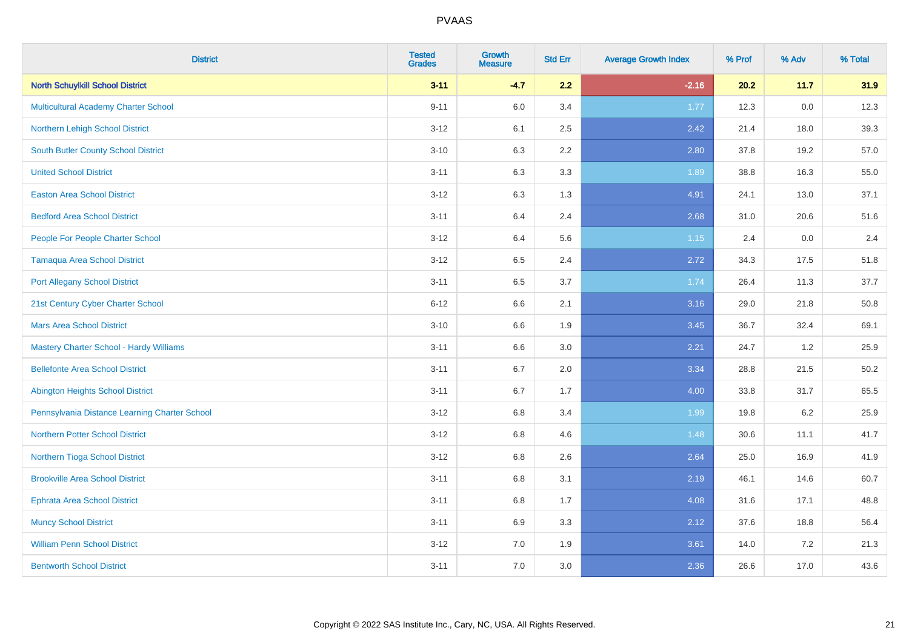# PVAAS

| District | Tested Grades | Growth Measure | Std Err | Average Growth Index | % Prof | % Adv | % Total |
|---|---|---|---|---|---|---|---|
| **North Schuylkill School District** | **3-11** | **-4.7** | **2.2** | **-2.16** | **20.2** | **11.7** | **31.9** |
| Multicultural Academy Charter School | 9-11 | 6.0 | 3.4 | 1.77 | 12.3 | 0.0 | 12.3 |
| Northern Lehigh School District | 3-12 | 6.1 | 2.5 | 2.42 | 21.4 | 18.0 | 39.3 |
| South Butler County School District | 3-10 | 6.3 | 2.2 | 2.80 | 37.8 | 19.2 | 57.0 |
| United School District | 3-11 | 6.3 | 3.3 | 1.89 | 38.8 | 16.3 | 55.0 |
| Easton Area School District | 3-12 | 6.3 | 1.3 | 4.91 | 24.1 | 13.0 | 37.1 |
| Bedford Area School District | 3-11 | 6.4 | 2.4 | 2.68 | 31.0 | 20.6 | 51.6 |
| People For People Charter School | 3-12 | 6.4 | 5.6 | 1.15 | 2.4 | 0.0 | 2.4 |
| Tamaqua Area School District | 3-12 | 6.5 | 2.4 | 2.72 | 34.3 | 17.5 | 51.8 |
| Port Allegany School District | 3-11 | 6.5 | 3.7 | 1.74 | 26.4 | 11.3 | 37.7 |
| 21st Century Cyber Charter School | 6-12 | 6.6 | 2.1 | 3.16 | 29.0 | 21.8 | 50.8 |
| Mars Area School District | 3-10 | 6.6 | 1.9 | 3.45 | 36.7 | 32.4 | 69.1 |
| Mastery Charter School - Hardy Williams | 3-11 | 6.6 | 3.0 | 2.21 | 24.7 | 1.2 | 25.9 |
| Bellefonte Area School District | 3-11 | 6.7 | 2.0 | 3.34 | 28.8 | 21.5 | 50.2 |
| Abington Heights School District | 3-11 | 6.7 | 1.7 | 4.00 | 33.8 | 31.7 | 65.5 |
| Pennsylvania Distance Learning Charter School | 3-12 | 6.8 | 3.4 | 1.99 | 19.8 | 6.2 | 25.9 |
| Northern Potter School District | 3-12 | 6.8 | 4.6 | 1.48 | 30.6 | 11.1 | 41.7 |
| Northern Tioga School District | 3-12 | 6.8 | 2.6 | 2.64 | 25.0 | 16.9 | 41.9 |
| Brookville Area School District | 3-11 | 6.8 | 3.1 | 2.19 | 46.1 | 14.6 | 60.7 |
| Ephrata Area School District | 3-11 | 6.8 | 1.7 | 4.08 | 31.6 | 17.1 | 48.8 |
| Muncy School District | 3-11 | 6.9 | 3.3 | 2.12 | 37.6 | 18.8 | 56.4 |
| William Penn School District | 3-12 | 7.0 | 1.9 | 3.61 | 14.0 | 7.2 | 21.3 |
| Bentworth School District | 3-11 | 7.0 | 3.0 | 2.36 | 26.6 | 17.0 | 43.6 |

Copyright © 2022 SAS Institute Inc., Cary, NC, USA. All Rights Reserved.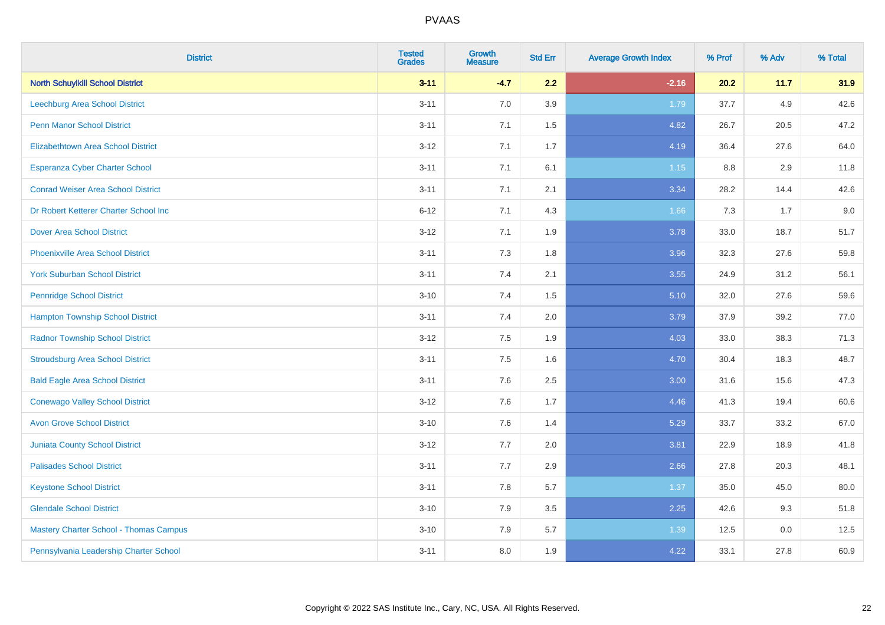# PVAAS

| District | Tested Grades | Growth Measure | Std Err | Average Growth Index | % Prof | % Adv | % Total |
|---|---|---|---|---|---|---|---|
| **North Schuylkill School District** | **3-11** | **-4.7** | **2.2** | **-2.16** | **20.2** | **11.7** | **31.9** |
| Leechburg Area School District | 3-11 | 7.0 | 3.9 | 1.79 | 37.7 | 4.9 | 42.6 |
| Penn Manor School District | 3-11 | 7.1 | 1.5 | 4.82 | 26.7 | 20.5 | 47.2 |
| Elizabethtown Area School District | 3-12 | 7.1 | 1.7 | 4.19 | 36.4 | 27.6 | 64.0 |
| Esperanza Cyber Charter School | 3-11 | 7.1 | 6.1 | 1.15 | 8.8 | 2.9 | 11.8 |
| Conrad Weiser Area School District | 3-11 | 7.1 | 2.1 | 3.34 | 28.2 | 14.4 | 42.6 |
| Dr Robert Ketterer Charter School Inc | 6-12 | 7.1 | 4.3 | 1.66 | 7.3 | 1.7 | 9.0 |
| Dover Area School District | 3-12 | 7.1 | 1.9 | 3.78 | 33.0 | 18.7 | 51.7 |
| Phoenixville Area School District | 3-11 | 7.3 | 1.8 | 3.96 | 32.3 | 27.6 | 59.8 |
| York Suburban School District | 3-11 | 7.4 | 2.1 | 3.55 | 24.9 | 31.2 | 56.1 |
| Pennridge School District | 3-10 | 7.4 | 1.5 | 5.10 | 32.0 | 27.6 | 59.6 |
| Hampton Township School District | 3-11 | 7.4 | 2.0 | 3.79 | 37.9 | 39.2 | 77.0 |
| Radnor Township School District | 3-12 | 7.5 | 1.9 | 4.03 | 33.0 | 38.3 | 71.3 |
| Stroudsburg Area School District | 3-11 | 7.5 | 1.6 | 4.70 | 30.4 | 18.3 | 48.7 |
| Bald Eagle Area School District | 3-11 | 7.6 | 2.5 | 3.00 | 31.6 | 15.6 | 47.3 |
| Conewago Valley School District | 3-12 | 7.6 | 1.7 | 4.46 | 41.3 | 19.4 | 60.6 |
| Avon Grove School District | 3-10 | 7.6 | 1.4 | 5.29 | 33.7 | 33.2 | 67.0 |
| Juniata County School District | 3-12 | 7.7 | 2.0 | 3.81 | 22.9 | 18.9 | 41.8 |
| Palisades School District | 3-11 | 7.7 | 2.9 | 2.66 | 27.8 | 20.3 | 48.1 |
| Keystone School District | 3-11 | 7.8 | 5.7 | 1.37 | 35.0 | 45.0 | 80.0 |
| Glendale School District | 3-10 | 7.9 | 3.5 | 2.25 | 42.6 | 9.3 | 51.8 |
| Mastery Charter School - Thomas Campus | 3-10 | 7.9 | 5.7 | 1.39 | 12.5 | 0.0 | 12.5 |
| Pennsylvania Leadership Charter School | 3-11 | 8.0 | 1.9 | 4.22 | 33.1 | 27.8 | 60.9 |

Copyright © 2022 SAS Institute Inc., Cary, NC, USA. All Rights Reserved.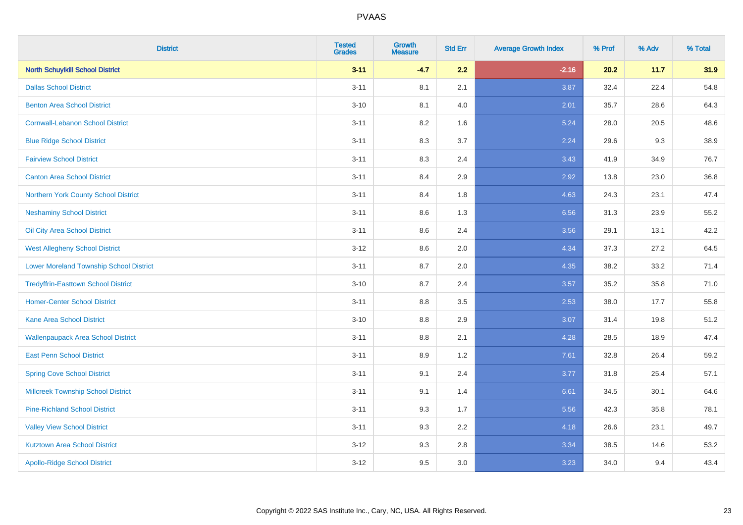# PVAAS

| District | Tested Grades | Growth Measure | Std Err | Average Growth Index | % Prof | % Adv | % Total |
|---|---|---|---|---|---|---|---|
| **North Schuylkill School District** | **3-11** | **-4.7** | **2.2** | **-2.16** | **20.2** | **11.7** | **31.9** |
| Dallas School District | 3-11 | 8.1 | 2.1 | 3.87 | 32.4 | 22.4 | 54.8 |
| Benton Area School District | 3-10 | 8.1 | 4.0 | 2.01 | 35.7 | 28.6 | 64.3 |
| Cornwall-Lebanon School District | 3-11 | 8.2 | 1.6 | 5.24 | 28.0 | 20.5 | 48.6 |
| Blue Ridge School District | 3-11 | 8.3 | 3.7 | 2.24 | 29.6 | 9.3 | 38.9 |
| Fairview School District | 3-11 | 8.3 | 2.4 | 3.43 | 41.9 | 34.9 | 76.7 |
| Canton Area School District | 3-11 | 8.4 | 2.9 | 2.92 | 13.8 | 23.0 | 36.8 |
| Northern York County School District | 3-11 | 8.4 | 1.8 | 4.63 | 24.3 | 23.1 | 47.4 |
| Neshaminy School District | 3-11 | 8.6 | 1.3 | 6.56 | 31.3 | 23.9 | 55.2 |
| Oil City Area School District | 3-11 | 8.6 | 2.4 | 3.56 | 29.1 | 13.1 | 42.2 |
| West Allegheny School District | 3-12 | 8.6 | 2.0 | 4.34 | 37.3 | 27.2 | 64.5 |
| Lower Moreland Township School District | 3-11 | 8.7 | 2.0 | 4.35 | 38.2 | 33.2 | 71.4 |
| Tredyffrin-Easttown School District | 3-10 | 8.7 | 2.4 | 3.57 | 35.2 | 35.8 | 71.0 |
| Homer-Center School District | 3-11 | 8.8 | 3.5 | 2.53 | 38.0 | 17.7 | 55.8 |
| Kane Area School District | 3-10 | 8.8 | 2.9 | 3.07 | 31.4 | 19.8 | 51.2 |
| Wallenpaupack Area School District | 3-11 | 8.8 | 2.1 | 4.28 | 28.5 | 18.9 | 47.4 |
| East Penn School District | 3-11 | 8.9 | 1.2 | 7.61 | 32.8 | 26.4 | 59.2 |
| Spring Cove School District | 3-11 | 9.1 | 2.4 | 3.77 | 31.8 | 25.4 | 57.1 |
| Millcreek Township School District | 3-11 | 9.1 | 1.4 | 6.61 | 34.5 | 30.1 | 64.6 |
| Pine-Richland School District | 3-11 | 9.3 | 1.7 | 5.56 | 42.3 | 35.8 | 78.1 |
| Valley View School District | 3-11 | 9.3 | 2.2 | 4.18 | 26.6 | 23.1 | 49.7 |
| Kutztown Area School District | 3-12 | 9.3 | 2.8 | 3.34 | 38.5 | 14.6 | 53.2 |
| Apollo-Ridge School District | 3-12 | 9.5 | 3.0 | 3.23 | 34.0 | 9.4 | 43.4 |

Copyright © 2022 SAS Institute Inc., Cary, NC, USA. All Rights Reserved.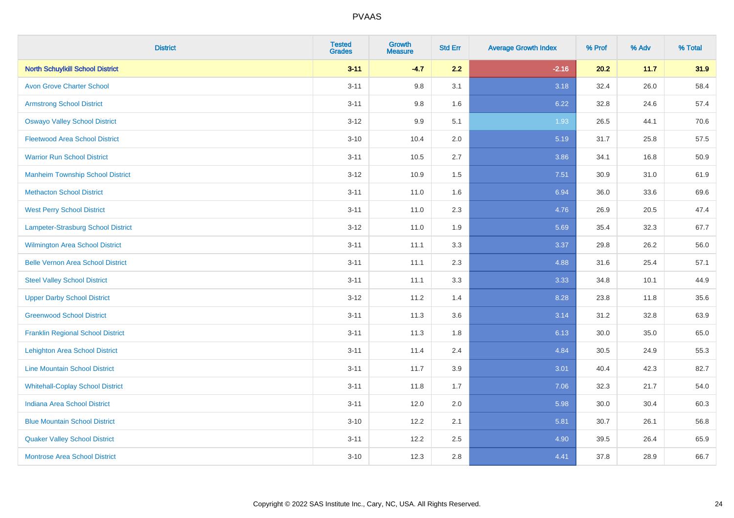# PVAAS

| District | Tested Grades | Growth Measure | Std Err | Average Growth Index | % Prof | % Adv | % Total |
|---|---|---|---|---|---|---|---|
| **North Schuylkill School District** | **3-11** | **-4.7** | **2.2** | **-2.16** | **20.2** | **11.7** | **31.9** |
| Avon Grove Charter School | 3-11 | 9.8 | 3.1 | 3.18 | 32.4 | 26.0 | 58.4 |
| Armstrong School District | 3-11 | 9.8 | 1.6 | 6.22 | 32.8 | 24.6 | 57.4 |
| Oswayo Valley School District | 3-12 | 9.9 | 5.1 | 1.93 | 26.5 | 44.1 | 70.6 |
| Fleetwood Area School District | 3-10 | 10.4 | 2.0 | 5.19 | 31.7 | 25.8 | 57.5 |
| Warrior Run School District | 3-11 | 10.5 | 2.7 | 3.86 | 34.1 | 16.8 | 50.9 |
| Manheim Township School District | 3-12 | 10.9 | 1.5 | 7.51 | 30.9 | 31.0 | 61.9 |
| Methacton School District | 3-11 | 11.0 | 1.6 | 6.94 | 36.0 | 33.6 | 69.6 |
| West Perry School District | 3-11 | 11.0 | 2.3 | 4.76 | 26.9 | 20.5 | 47.4 |
| Lampeter-Strasburg School District | 3-12 | 11.0 | 1.9 | 5.69 | 35.4 | 32.3 | 67.7 |
| Wilmington Area School District | 3-11 | 11.1 | 3.3 | 3.37 | 29.8 | 26.2 | 56.0 |
| Belle Vernon Area School District | 3-11 | 11.1 | 2.3 | 4.88 | 31.6 | 25.4 | 57.1 |
| Steel Valley School District | 3-11 | 11.1 | 3.3 | 3.33 | 34.8 | 10.1 | 44.9 |
| Upper Darby School District | 3-12 | 11.2 | 1.4 | 8.28 | 23.8 | 11.8 | 35.6 |
| Greenwood School District | 3-11 | 11.3 | 3.6 | 3.14 | 31.2 | 32.8 | 63.9 |
| Franklin Regional School District | 3-11 | 11.3 | 1.8 | 6.13 | 30.0 | 35.0 | 65.0 |
| Lehighton Area School District | 3-11 | 11.4 | 2.4 | 4.84 | 30.5 | 24.9 | 55.3 |
| Line Mountain School District | 3-11 | 11.7 | 3.9 | 3.01 | 40.4 | 42.3 | 82.7 |
| Whitehall-Coplay School District | 3-11 | 11.8 | 1.7 | 7.06 | 32.3 | 21.7 | 54.0 |
| Indiana Area School District | 3-11 | 12.0 | 2.0 | 5.98 | 30.0 | 30.4 | 60.3 |
| Blue Mountain School District | 3-10 | 12.2 | 2.1 | 5.81 | 30.7 | 26.1 | 56.8 |
| Quaker Valley School District | 3-11 | 12.2 | 2.5 | 4.90 | 39.5 | 26.4 | 65.9 |
| Montrose Area School District | 3-10 | 12.3 | 2.8 | 4.41 | 37.8 | 28.9 | 66.7 |

Copyright © 2022 SAS Institute Inc., Cary, NC, USA. All Rights Reserved.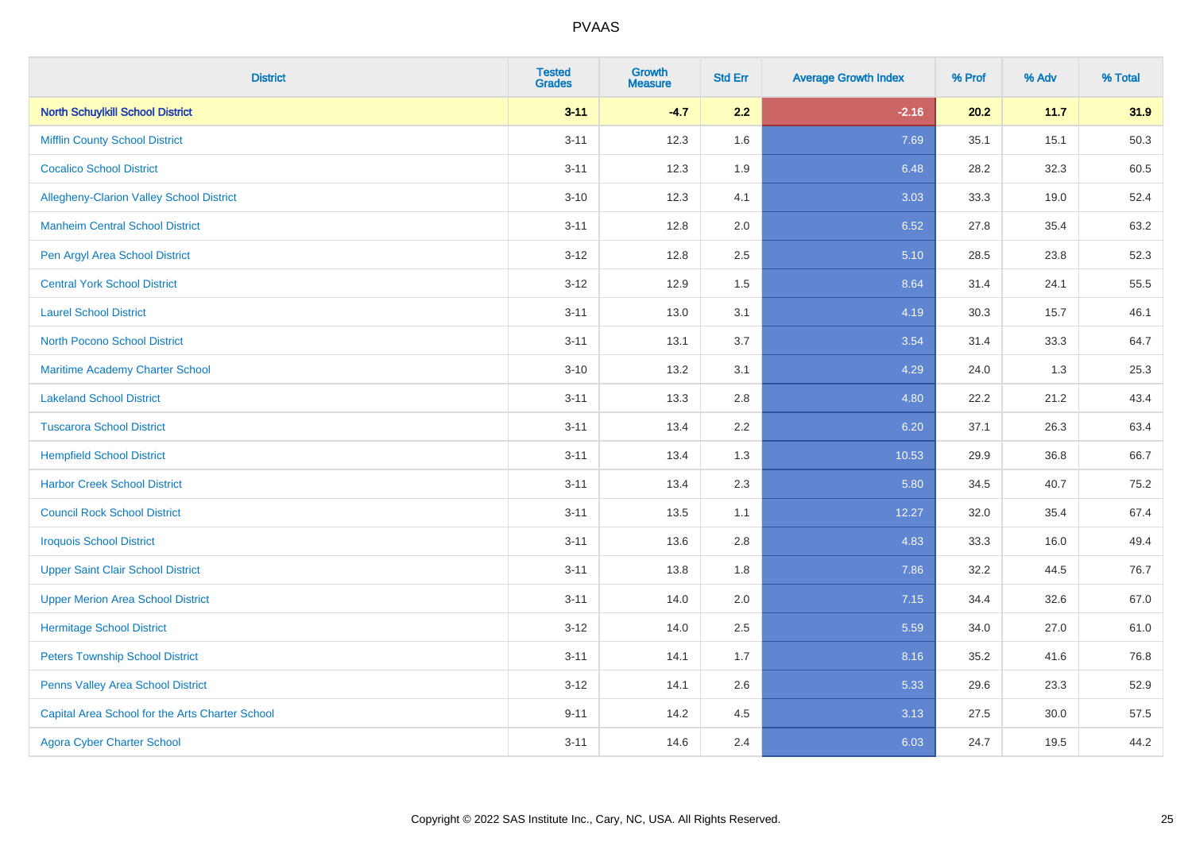# PVAAS

| District | Tested Grades | Growth Measure | Std Err | Average Growth Index | % Prof | % Adv | % Total |
|---|---|---|---|---|---|---|---|
| **North Schuylkill School District** | **3-11** | **-4.7** | **2.2** | **-2.16** | **20.2** | **11.7** | **31.9** |
| Mifflin County School District | 3-11 | 12.3 | 1.6 | 7.69 | 35.1 | 15.1 | 50.3 |
| Cocalico School District | 3-11 | 12.3 | 1.9 | 6.48 | 28.2 | 32.3 | 60.5 |
| Allegheny-Clarion Valley School District | 3-10 | 12.3 | 4.1 | 3.03 | 33.3 | 19.0 | 52.4 |
| Manheim Central School District | 3-11 | 12.8 | 2.0 | 6.52 | 27.8 | 35.4 | 63.2 |
| Pen Argyl Area School District | 3-12 | 12.8 | 2.5 | 5.10 | 28.5 | 23.8 | 52.3 |
| Central York School District | 3-12 | 12.9 | 1.5 | 8.64 | 31.4 | 24.1 | 55.5 |
| Laurel School District | 3-11 | 13.0 | 3.1 | 4.19 | 30.3 | 15.7 | 46.1 |
| North Pocono School District | 3-11 | 13.1 | 3.7 | 3.54 | 31.4 | 33.3 | 64.7 |
| Maritime Academy Charter School | 3-10 | 13.2 | 3.1 | 4.29 | 24.0 | 1.3 | 25.3 |
| Lakeland School District | 3-11 | 13.3 | 2.8 | 4.80 | 22.2 | 21.2 | 43.4 |
| Tuscarora School District | 3-11 | 13.4 | 2.2 | 6.20 | 37.1 | 26.3 | 63.4 |
| Hempfield School District | 3-11 | 13.4 | 1.3 | 10.53 | 29.9 | 36.8 | 66.7 |
| Harbor Creek School District | 3-11 | 13.4 | 2.3 | 5.80 | 34.5 | 40.7 | 75.2 |
| Council Rock School District | 3-11 | 13.5 | 1.1 | 12.27 | 32.0 | 35.4 | 67.4 |
| Iroquois School District | 3-11 | 13.6 | 2.8 | 4.83 | 33.3 | 16.0 | 49.4 |
| Upper Saint Clair School District | 3-11 | 13.8 | 1.8 | 7.86 | 32.2 | 44.5 | 76.7 |
| Upper Merion Area School District | 3-11 | 14.0 | 2.0 | 7.15 | 34.4 | 32.6 | 67.0 |
| Hermitage School District | 3-12 | 14.0 | 2.5 | 5.59 | 34.0 | 27.0 | 61.0 |
| Peters Township School District | 3-11 | 14.1 | 1.7 | 8.16 | 35.2 | 41.6 | 76.8 |
| Penns Valley Area School District | 3-12 | 14.1 | 2.6 | 5.33 | 29.6 | 23.3 | 52.9 |
| Capital Area School for the Arts Charter School | 9-11 | 14.2 | 4.5 | 3.13 | 27.5 | 30.0 | 57.5 |
| Agora Cyber Charter School | 3-11 | 14.6 | 2.4 | 6.03 | 24.7 | 19.5 | 44.2 |

Copyright © 2022 SAS Institute Inc., Cary, NC, USA. All Rights Reserved.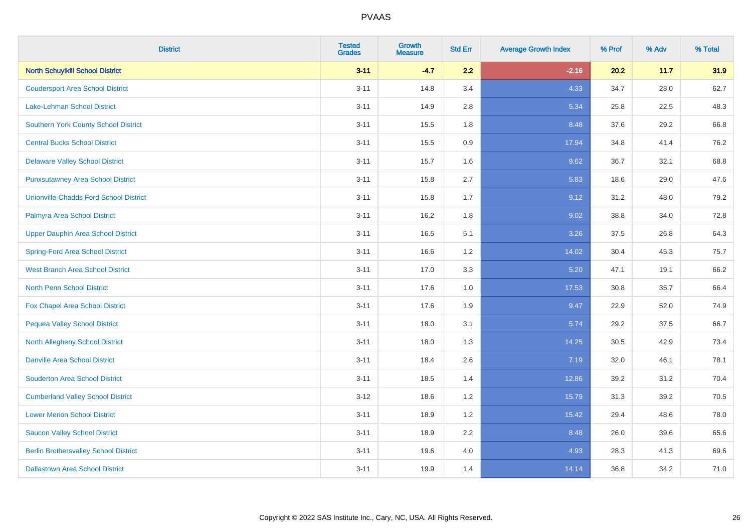| District | Tested Grades | Growth Measure | Std Err | Average Growth Index | % Prof | % Adv | % Total |
|---|---|---|---|---|---|---|---|
| **North Schuylkill School District** | **3-11** | **-4.7** | **2.2** | **-2.16** | **20.2** | **11.7** | **31.9** |
| Coudersport Area School District | 3-11 | 14.8 | 3.4 | 4.33 | 34.7 | 28.0 | 62.7 |
| Lake-Lehman School District | 3-11 | 14.9 | 2.8 | 5.34 | 25.8 | 22.5 | 48.3 |
| Southern York County School District | 3-11 | 15.5 | 1.8 | 8.48 | 37.6 | 29.2 | 66.8 |
| Central Bucks School District | 3-11 | 15.5 | 0.9 | 17.94 | 34.8 | 41.4 | 76.2 |
| Delaware Valley School District | 3-11 | 15.7 | 1.6 | 9.62 | 36.7 | 32.1 | 68.8 |
| Punxsutawney Area School District | 3-11 | 15.8 | 2.7 | 5.83 | 18.6 | 29.0 | 47.6 |
| Unionville-Chadds Ford School District | 3-11 | 15.8 | 1.7 | 9.12 | 31.2 | 48.0 | 79.2 |
| Palmyra Area School District | 3-11 | 16.2 | 1.8 | 9.02 | 38.8 | 34.0 | 72.8 |
| Upper Dauphin Area School District | 3-11 | 16.5 | 5.1 | 3.26 | 37.5 | 26.8 | 64.3 |
| Spring-Ford Area School District | 3-11 | 16.6 | 1.2 | 14.02 | 30.4 | 45.3 | 75.7 |
| West Branch Area School District | 3-11 | 17.0 | 3.3 | 5.20 | 47.1 | 19.1 | 66.2 |
| North Penn School District | 3-11 | 17.6 | 1.0 | 17.53 | 30.8 | 35.7 | 66.4 |
| Fox Chapel Area School District | 3-11 | 17.6 | 1.9 | 9.47 | 22.9 | 52.0 | 74.9 |
| Pequea Valley School District | 3-11 | 18.0 | 3.1 | 5.74 | 29.2 | 37.5 | 66.7 |
| North Allegheny School District | 3-11 | 18.0 | 1.3 | 14.25 | 30.5 | 42.9 | 73.4 |
| Danville Area School District | 3-11 | 18.4 | 2.6 | 7.19 | 32.0 | 46.1 | 78.1 |
| Souderton Area School District | 3-11 | 18.5 | 1.4 | 12.86 | 39.2 | 31.2 | 70.4 |
| Cumberland Valley School District | 3-12 | 18.6 | 1.2 | 15.79 | 31.3 | 39.2 | 70.5 |
| Lower Merion School District | 3-11 | 18.9 | 1.2 | 15.42 | 29.4 | 48.6 | 78.0 |
| Saucon Valley School District | 3-11 | 18.9 | 2.2 | 8.48 | 26.0 | 39.6 | 65.6 |
| Berlin Brothersvalley School District | 3-11 | 19.6 | 4.0 | 4.93 | 28.3 | 41.3 | 69.6 |
| Dallastown Area School District | 3-11 | 19.9 | 1.4 | 14.14 | 36.8 | 34.2 | 71.0 |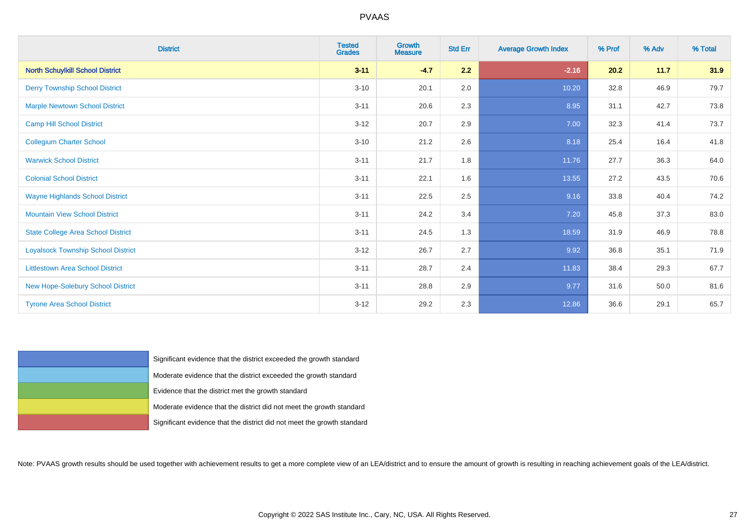PVAAS

| District | Tested Grades | Growth Measure | Std Err | Average Growth Index | % Prof | % Adv | % Total |
|---|---|---|---|---|---|---|---|
| **North Schuylkill School District** | **3-11** | **-4.7** | **2.2** | **-2.16** | **20.2** | **11.7** | **31.9** |
| Derry Township School District | 3-10 | 20.1 | 2.0 | 10.20 | 32.8 | 46.9 | 79.7 |
| Marple Newtown School District | 3-11 | 20.6 | 2.3 | 8.95 | 31.1 | 42.7 | 73.8 |
| Camp Hill School District | 3-12 | 20.7 | 2.9 | 7.00 | 32.3 | 41.4 | 73.7 |
| Collegium Charter School | 3-10 | 21.2 | 2.6 | 8.18 | 25.4 | 16.4 | 41.8 |
| Warwick School District | 3-11 | 21.7 | 1.8 | 11.76 | 27.7 | 36.3 | 64.0 |
| Colonial School District | 3-11 | 22.1 | 1.6 | 13.55 | 27.2 | 43.5 | 70.6 |
| Wayne Highlands School District | 3-11 | 22.5 | 2.5 | 9.16 | 33.8 | 40.4 | 74.2 |
| Mountain View School District | 3-11 | 24.2 | 3.4 | 7.20 | 45.8 | 37.3 | 83.0 |
| State College Area School District | 3-11 | 24.5 | 1.3 | 18.59 | 31.9 | 46.9 | 78.8 |
| Loyalsock Township School District | 3-12 | 26.7 | 2.7 | 9.92 | 36.8 | 35.1 | 71.9 |
| Littlestown Area School District | 3-11 | 28.7 | 2.4 | 11.83 | 38.4 | 29.3 | 67.7 |
| New Hope-Solebury School District | 3-11 | 28.8 | 2.9 | 9.77 | 31.6 | 50.0 | 81.6 |
| Tyrone Area School District | 3-12 | 29.2 | 2.3 | 12.86 | 36.6 | 29.1 | 65.7 |

Significant evidence that the district exceeded the growth standard

Moderate evidence that the district exceeded the growth standard

Evidence that the district met the growth standard

Moderate evidence that the district did not meet the growth standard

Significant evidence that the district did not meet the growth standard

Note: PVAAS growth results should be used together with achievement results to get a more complete view of an LEA/district and to ensure the amount of growth is resulting in reaching achievement goals of the LEA/district.

Copyright © 2022 SAS Institute Inc., Cary, NC, USA. All Rights Reserved.